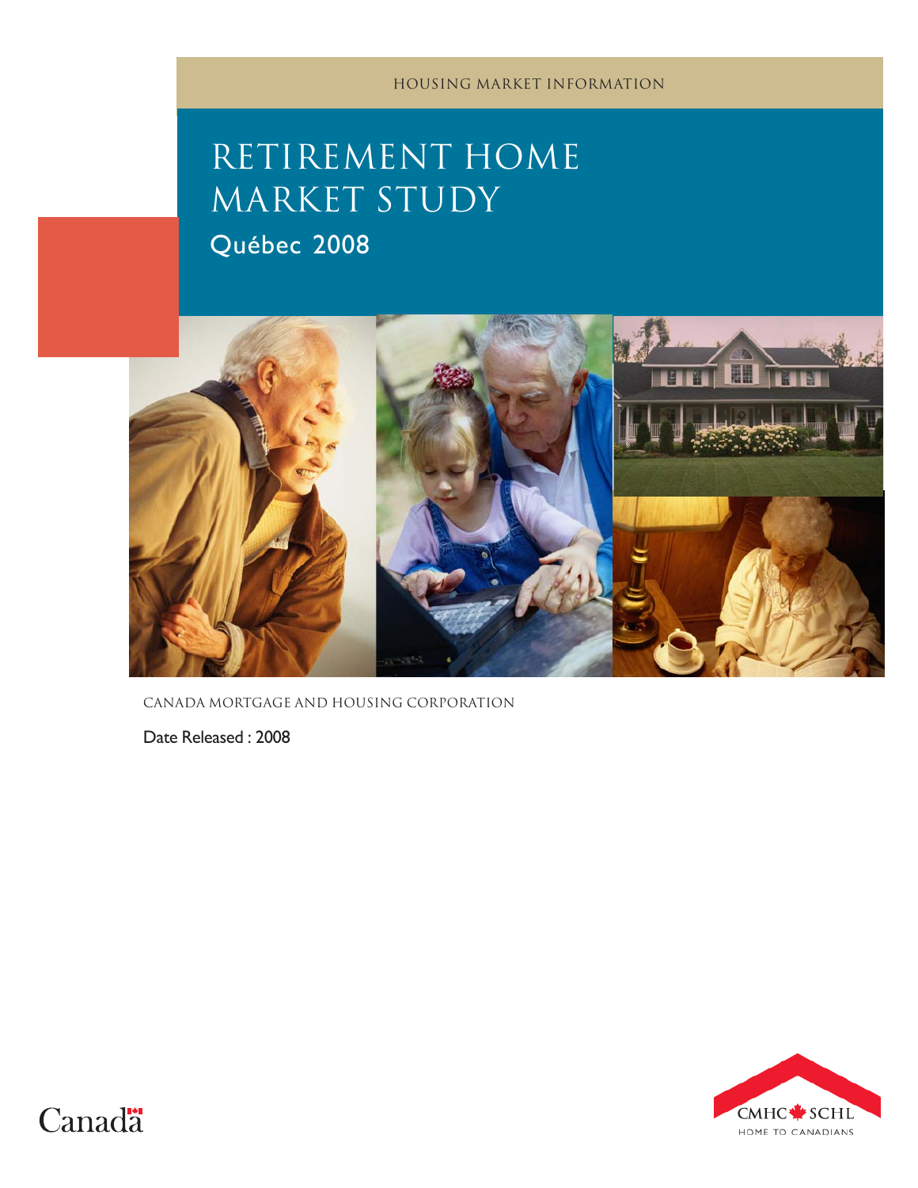HOUSING MARKET INFORMATION

# RETIREMENT HOME MARKET STUDY

## Québec 2008

CANADA MORTGAGE AND HOUSING CORPORATION

Date Released : 2008

Canada

CMHC SCHL
HOME TO CANADIANS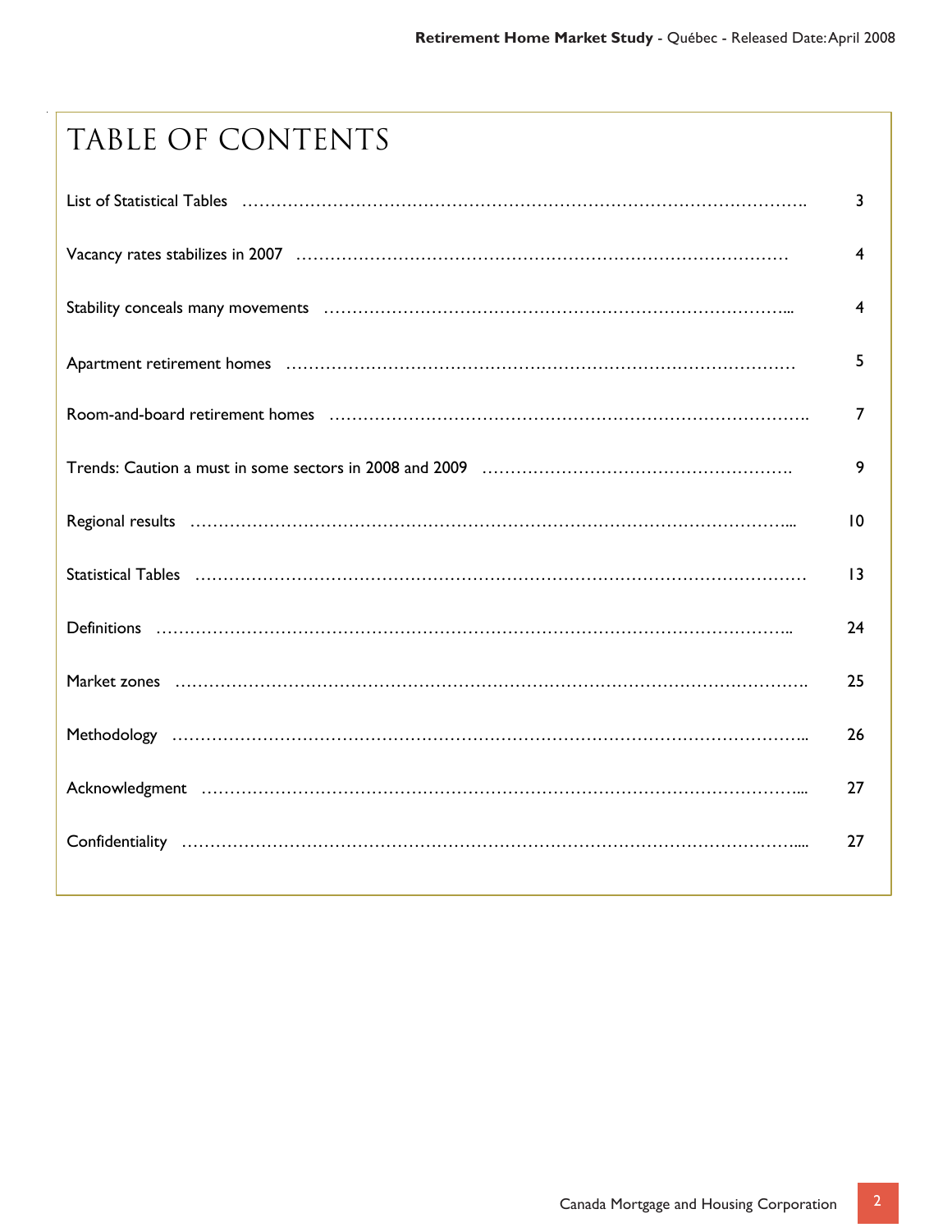# TABLE OF CONTENTS

| | |
|---|---|
| List of Statistical Tables | 3 |
| Vacancy rates stabilizes in 2007 | 4 |
| Stability conceals many movements | 4 |
| Apartment retirement homes | 5 |
| Room-and-board retirement homes | 7 |
| Trends: Caution a must in some sectors in 2008 and 2009 | 9 |
| Regional results | 10 |
| Statistical Tables | 13 |
| Definitions | 24 |
| Market zones | 25 |
| Methodology | 26 |
| Acknowledgment | 27 |
| Confidentiality | 27 |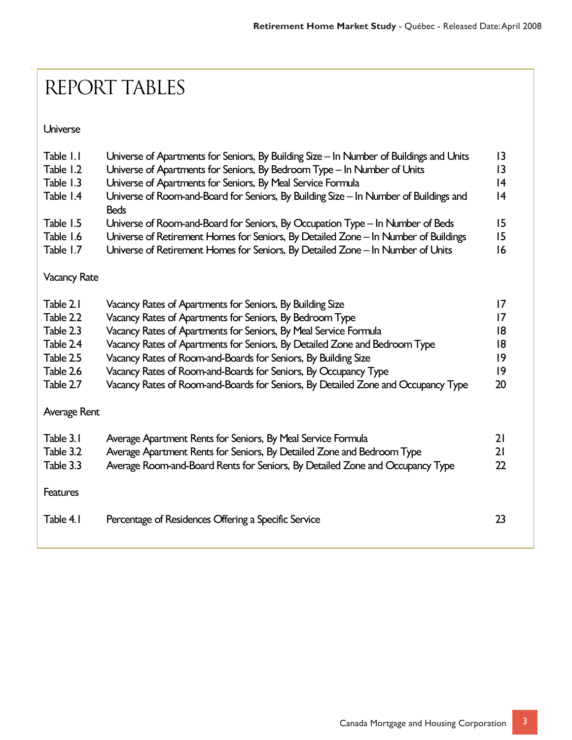# REPORT TABLES

Universe

| | | |
|---|---|---|
| Table 1.1 | Universe of Apartments for Seniors, By Building Size – In Number of Buildings and Units | 13 |
| Table 1.2 | Universe of Apartments for Seniors, By Bedroom Type – In Number of Units | 13 |
| Table 1.3 | Universe of Apartments for Seniors, By Meal Service Formula | 14 |
| Table 1.4 | Universe of Room-and-Board for Seniors, By Building Size – In Number of Buildings and Beds | 14 |
| Table 1.5 | Universe of Room-and-Board for Seniors, By Occupation Type – In Number of Beds | 15 |
| Table 1.6 | Universe of Retirement Homes for Seniors, By Detailed Zone – In Number of Buildings | 15 |
| Table 1.7 | Universe of Retirement Homes for Seniors, By Detailed Zone – In Number of Units | 16 |

Vacancy Rate

| | | |
|---|---|---|
| Table 2.1 | Vacancy Rates of Apartments for Seniors, By Building Size | 17 |
| Table 2.2 | Vacancy Rates of Apartments for Seniors, By Bedroom Type | 17 |
| Table 2.3 | Vacancy Rates of Apartments for Seniors, By Meal Service Formula | 18 |
| Table 2.4 | Vacancy Rates of Apartments for Seniors, By Detailed Zone and Bedroom Type | 18 |
| Table 2.5 | Vacancy Rates of Room-and-Boards for Seniors, By Building Size | 19 |
| Table 2.6 | Vacancy Rates of Room-and-Boards for Seniors, By Occupancy Type | 19 |
| Table 2.7 | Vacancy Rates of Room-and-Boards for Seniors, By Detailed Zone and Occupancy Type | 20 |

Average Rent

| | | |
|---|---|---|
| Table 3.1 | Average Apartment Rents for Seniors, By Meal Service Formula | 21 |
| Table 3.2 | Average Apartment Rents for Seniors, By Detailed Zone and Bedroom Type | 21 |
| Table 3.3 | Average Room-and-Board Rents for Seniors, By Detailed Zone and Occupancy Type | 22 |

Features

| | | |
|---|---|---|
| Table 4.1 | Percentage of Residences Offering a Specific Service | 23 |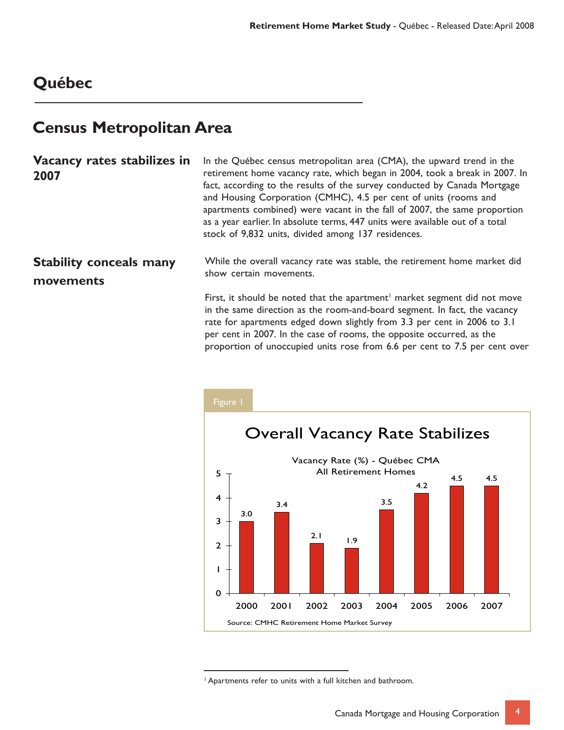# Québec

## Census Metropolitan Area

### Vacancy rates stabilizes in 2007

In the Québec census metropolitan area (CMA), the upward trend in the retirement home vacancy rate, which began in 2004, took a break in 2007. In fact, according to the results of the survey conducted by Canada Mortgage and Housing Corporation (CMHC), 4.5 per cent of units (rooms and apartments combined) were vacant in the fall of 2007, the same proportion as a year earlier. In absolute terms, 447 units were available out of a total stock of 9,832 units, divided among 137 residences.

### Stability conceals many movements

While the overall vacancy rate was stable, the retirement home market did show certain movements.

First, it should be noted that the apartment[1] market segment did not move in the same direction as the room-and-board segment. In fact, the vacancy rate for apartments edged down slightly from 3.3 per cent in 2006 to 3.1 per cent in 2007. In the case of rooms, the opposite occurred, as the proportion of unoccupied units rose from 6.6 per cent to 7.5 per cent over

Figure 1

**Overall Vacancy Rate Stabilizes**

Vacancy Rate (%) - Québec CMA
All Retirement Homes

| Year | Vacancy Rate (%) |
|---|---|
| 2000 | 3.0 |
| 2001 | 3.4 |
| 2002 | 2.1 |
| 2003 | 1.9 |
| 2004 | 3.5 |
| 2005 | 4.2 |
| 2006 | 4.5 |
| 2007 | 4.5 |

Source: CMHC Retirement Home Market Survey

[1] Apartments refer to units with a full kitchen and bathroom.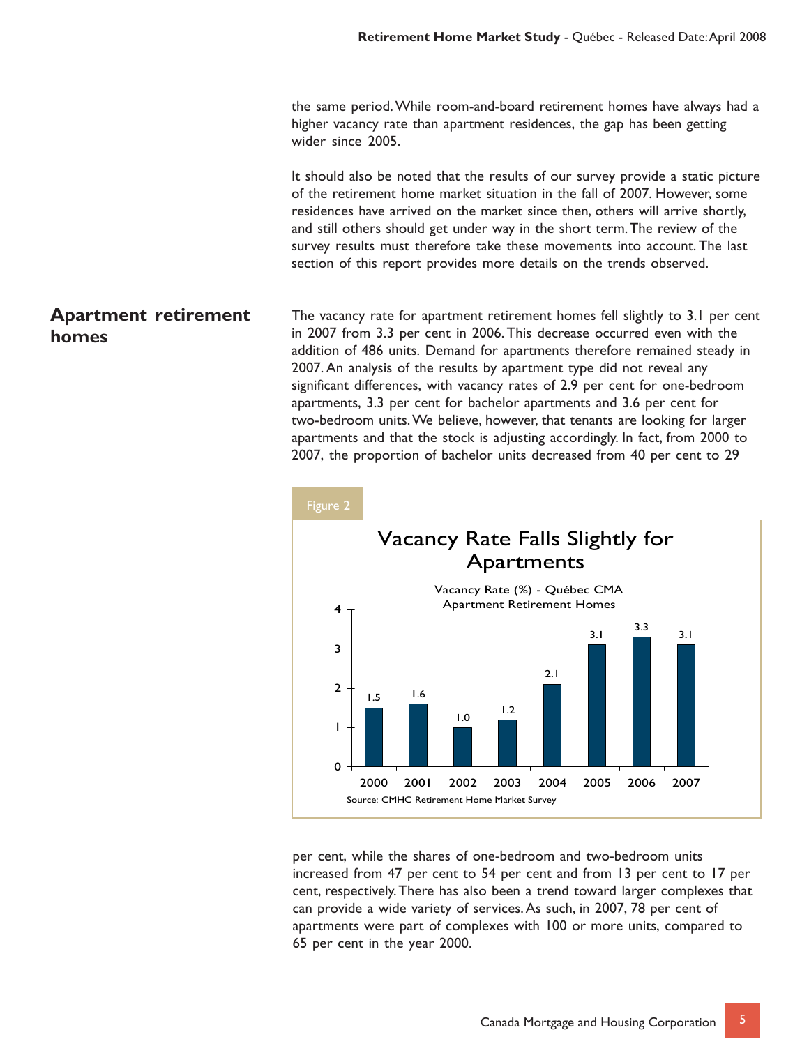the same period. While room-and-board retirement homes have always had a higher vacancy rate than apartment residences, the gap has been getting wider since 2005.

It should also be noted that the results of our survey provide a static picture of the retirement home market situation in the fall of 2007. However, some residences have arrived on the market since then, others will arrive shortly, and still others should get under way in the short term. The review of the survey results must therefore take these movements into account. The last section of this report provides more details on the trends observed.

## Apartment retirement homes

The vacancy rate for apartment retirement homes fell slightly to 3.1 per cent in 2007 from 3.3 per cent in 2006. This decrease occurred even with the addition of 486 units. Demand for apartments therefore remained steady in 2007. An analysis of the results by apartment type did not reveal any significant differences, with vacancy rates of 2.9 per cent for one-bedroom apartments, 3.3 per cent for bachelor apartments and 3.6 per cent for two-bedroom units. We believe, however, that tenants are looking for larger apartments and that the stock is adjusting accordingly. In fact, from 2000 to 2007, the proportion of bachelor units decreased from 40 per cent to 29 per cent, while the shares of one-bedroom and two-bedroom units increased from 47 per cent to 54 per cent and from 13 per cent to 17 per cent, respectively. There has also been a trend toward larger complexes that can provide a wide variety of services. As such, in 2007, 78 per cent of apartments were part of complexes with 100 or more units, compared to 65 per cent in the year 2000.

Figure 2

**Vacancy Rate Falls Slightly for Apartments**

Vacancy Rate (%) - Québec CMA
Apartment Retirement Homes

| Year | Vacancy Rate (%) |
|---|---|
| 2000 | 1.5 |
| 2001 | 1.6 |
| 2002 | 1.0 |
| 2003 | 1.2 |
| 2004 | 2.1 |
| 2005 | 3.1 |
| 2006 | 3.3 |
| 2007 | 3.1 |

Source: CMHC Retirement Home Market Survey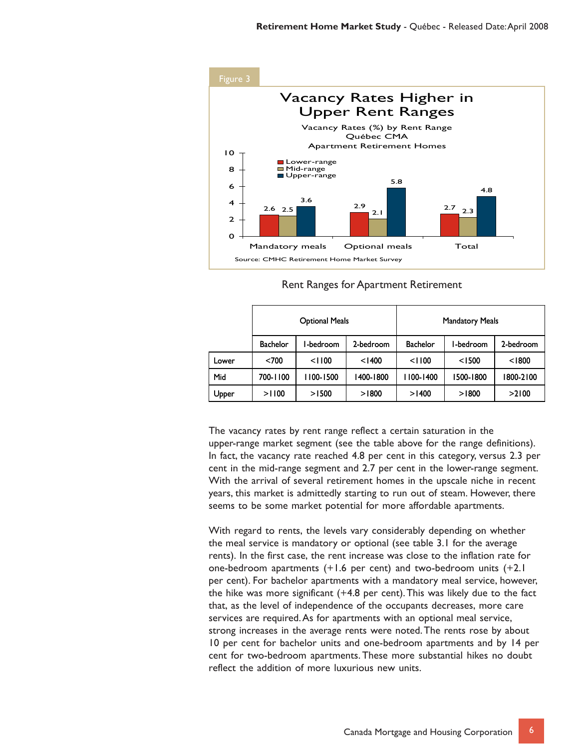Figure 3

**Vacancy Rates Higher in Upper Rent Ranges**

Vacancy Rates (%) by Rent Range
Québec CMA
Apartment Retirement Homes

| | Lower-range | Mid-range | Upper-range |
|---|---|---|---|
| Mandatory meals | 2.6 | 2.5 | 3.6 |
| Optional meals | 2.9 | 2.1 | 5.8 |
| Total | 2.7 | 2.3 | 4.8 |

Source: CMHC Retirement Home Market Survey

Rent Ranges for Apartment Retirement

| | Optional Meals | | | Mandatory Meals | | |
|---|---|---|---|---|---|---|
| | Bachelor | 1-bedroom | 2-bedroom | Bachelor | 1-bedroom | 2-bedroom |
| Lower | <700 | <1100 | <1400 | <1100 | <1500 | <1800 |
| Mid | 700-1100 | 1100-1500 | 1400-1800 | 1100-1400 | 1500-1800 | 1800-2100 |
| Upper | >1100 | >1500 | >1800 | >1400 | >1800 | >2100 |

The vacancy rates by rent range reflect a certain saturation in the upper-range market segment (see the table above for the range definitions). In fact, the vacancy rate reached 4.8 per cent in this category, versus 2.3 per cent in the mid-range segment and 2.7 per cent in the lower-range segment. With the arrival of several retirement homes in the upscale niche in recent years, this market is admittedly starting to run out of steam. However, there seems to be some market potential for more affordable apartments.

With regard to rents, the levels vary considerably depending on whether the meal service is mandatory or optional (see table 3.1 for the average rents). In the first case, the rent increase was close to the inflation rate for one-bedroom apartments (+1.6 per cent) and two-bedroom units (+2.1 per cent). For bachelor apartments with a mandatory meal service, however, the hike was more significant (+4.8 per cent). This was likely due to the fact that, as the level of independence of the occupants decreases, more care services are required. As for apartments with an optional meal service, strong increases in the average rents were noted. The rents rose by about 10 per cent for bachelor units and one-bedroom apartments and by 14 per cent for two-bedroom apartments. These more substantial hikes no doubt reflect the addition of more luxurious new units.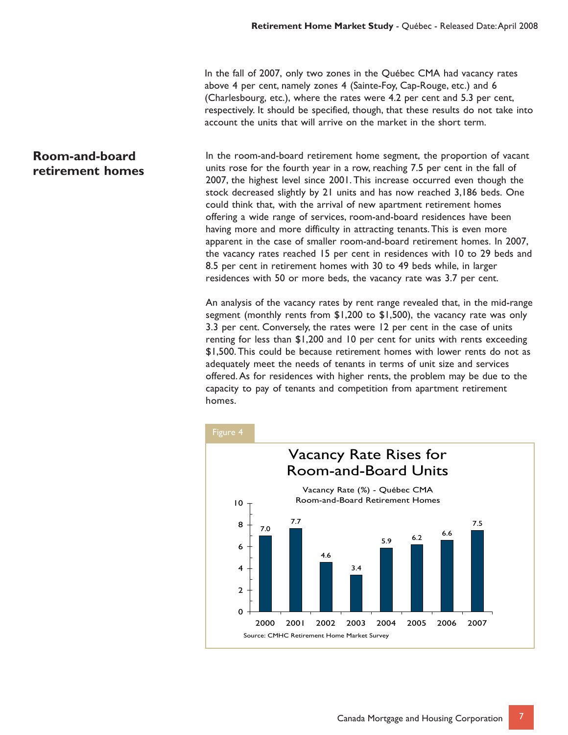In the fall of 2007, only two zones in the Québec CMA had vacancy rates above 4 per cent, namely zones 4 (Sainte-Foy, Cap-Rouge, etc.) and 6 (Charlesbourg, etc.), where the rates were 4.2 per cent and 5.3 per cent, respectively. It should be specified, though, that these results do not take into account the units that will arrive on the market in the short term.

## Room-and-board retirement homes

In the room-and-board retirement home segment, the proportion of vacant units rose for the fourth year in a row, reaching 7.5 per cent in the fall of 2007, the highest level since 2001. This increase occurred even though the stock decreased slightly by 21 units and has now reached 3,186 beds. One could think that, with the arrival of new apartment retirement homes offering a wide range of services, room-and-board residences have been having more and more difficulty in attracting tenants. This is even more apparent in the case of smaller room-and-board retirement homes. In 2007, the vacancy rates reached 15 per cent in residences with 10 to 29 beds and 8.5 per cent in retirement homes with 30 to 49 beds while, in larger residences with 50 or more beds, the vacancy rate was 3.7 per cent.

An analysis of the vacancy rates by rent range revealed that, in the mid-range segment (monthly rents from $1,200 to $1,500), the vacancy rate was only 3.3 per cent. Conversely, the rates were 12 per cent in the case of units renting for less than $1,200 and 10 per cent for units with rents exceeding $1,500. This could be because retirement homes with lower rents do not as adequately meet the needs of tenants in terms of unit size and services offered. As for residences with higher rents, the problem may be due to the capacity to pay of tenants and competition from apartment retirement homes.

Figure 4

**Vacancy Rate Rises for Room-and-Board Units**

Vacancy Rate (%) - Québec CMA
Room-and-Board Retirement Homes

| Year | 2000 | 2001 | 2002 | 2003 | 2004 | 2005 | 2006 | 2007 |
|---|---|---|---|---|---|---|---|---|
| Vacancy Rate (%) | 7.0 | 7.7 | 4.6 | 3.4 | 5.9 | 6.2 | 6.6 | 7.5 |

Source: CMHC Retirement Home Market Survey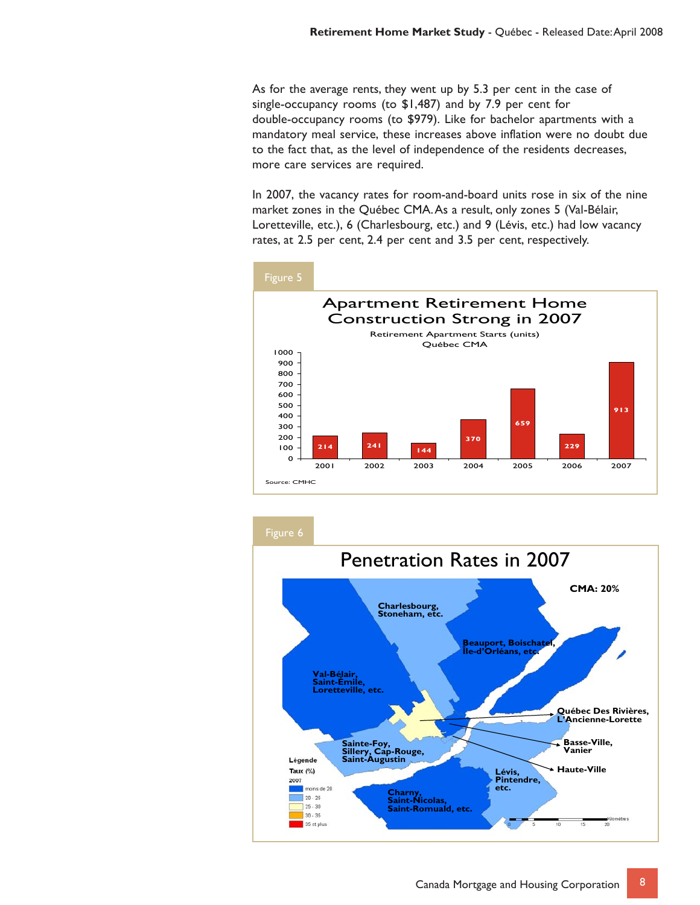As for the average rents, they went up by 5.3 per cent in the case of single-occupancy rooms (to $1,487) and by 7.9 per cent for double-occupancy rooms (to $979). Like for bachelor apartments with a mandatory meal service, these increases above inflation were no doubt due to the fact that, as the level of independence of the residents decreases, more care services are required.

In 2007, the vacancy rates for room-and-board units rose in six of the nine market zones in the Québec CMA. As a result, only zones 5 (Val-Bélair, Loretteville, etc.), 6 (Charlesbourg, etc.) and 9 (Lévis, etc.) had low vacancy rates, at 2.5 per cent, 2.4 per cent and 3.5 per cent, respectively.

Figure 5

**Apartment Retirement Home Construction Strong in 2007**

Retirement Apartment Starts (units)
Québec CMA

| Year | Units |
|---|---|
| 2001 | 214 |
| 2002 | 241 |
| 2003 | 144 |
| 2004 | 370 |
| 2005 | 659 |
| 2006 | 229 |
| 2007 | 913 |

Source: CMHC

Figure 6

**Penetration Rates in 2007**

CMA: 20%

Charlesbourg, Stoneham, etc.; Beauport, Boischatel, Île-d'Orléans, etc.; Val-Bélair, Saint-Émile, Loretteville, etc.; Québec Des Rivières, L'Ancienne-Lorette; Basse-Ville, Vanier; Sainte-Foy, Sillery, Cap-Rouge, Saint-Augustin; Haute-Ville; Lévis, Pintendre, etc.; Charny, Saint-Nicolas, Saint-Romuald, etc.

Légende
Taux (%)
2007
- moins de 20
- 20 - 25
- 25 - 30
- 30 - 35
- 35 et plus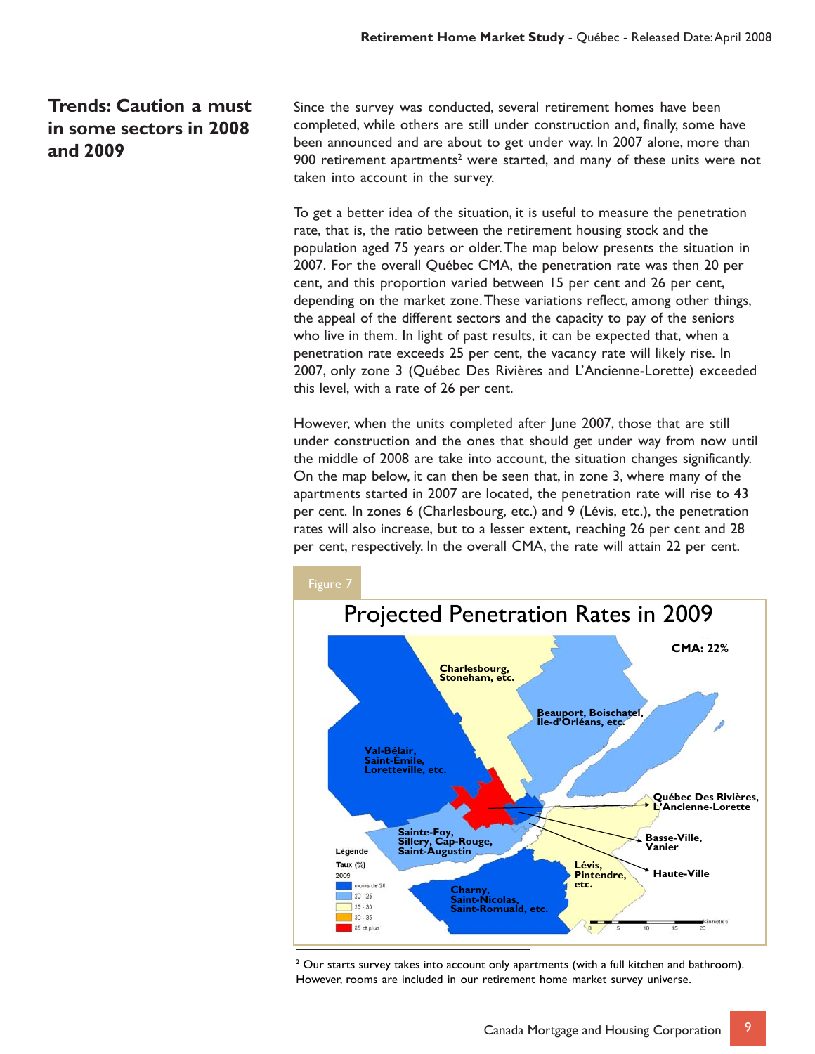## Trends: Caution a must in some sectors in 2008 and 2009

Since the survey was conducted, several retirement homes have been completed, while others are still under construction and, finally, some have been announced and are about to get under way. In 2007 alone, more than 900 retirement apartments[2] were started, and many of these units were not taken into account in the survey.

To get a better idea of the situation, it is useful to measure the penetration rate, that is, the ratio between the retirement housing stock and the population aged 75 years or older. The map below presents the situation in 2007. For the overall Québec CMA, the penetration rate was then 20 per cent, and this proportion varied between 15 per cent and 26 per cent, depending on the market zone. These variations reflect, among other things, the appeal of the different sectors and the capacity to pay of the seniors who live in them. In light of past results, it can be expected that, when a penetration rate exceeds 25 per cent, the vacancy rate will likely rise. In 2007, only zone 3 (Québec Des Rivières and L'Ancienne-Lorette) exceeded this level, with a rate of 26 per cent.

However, when the units completed after June 2007, those that are still under construction and the ones that should get under way from now until the middle of 2008 are take into account, the situation changes significantly. On the map below, it can then be seen that, in zone 3, where many of the apartments started in 2007 are located, the penetration rate will rise to 43 per cent. In zones 6 (Charlesbourg, etc.) and 9 (Lévis, etc.), the penetration rates will also increase, but to a lesser extent, reaching 26 per cent and 28 per cent, respectively. In the overall CMA, the rate will attain 22 per cent.

Figure 7

**Projected Penetration Rates in 2009**

CMA: 22%

Charlesbourg, Stoneham, etc.
Beauport, Boischatel, Île-d'Orléans, etc.
Val-Bélair, Saint-Émile, Loretteville, etc.
Québec Des Rivières, L'Ancienne-Lorette
Sainte-Foy, Sillery, Cap-Rouge, Saint-Augustin
Basse-Ville, Vanier
Lévis, Pintendre, etc.
Haute-Ville
Charny, Saint-Nicolas, Saint-Romuald, etc.

Légende
Taux (%)
2009
- moins de 20
- 20 - 25
- 25 - 30
- 30 - 35
- 35 et plus

Kilomètres: 0, 5, 10, 15, 20

[2] Our starts survey takes into account only apartments (with a full kitchen and bathroom). However, rooms are included in our retirement home market survey universe.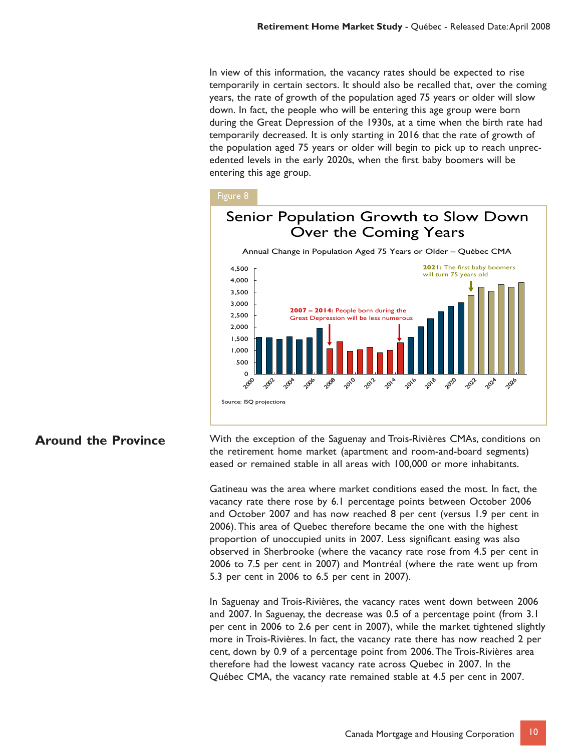In view of this information, the vacancy rates should be expected to rise temporarily in certain sectors. It should also be recalled that, over the coming years, the rate of growth of the population aged 75 years or older will slow down. In fact, the people who will be entering this age group were born during the Great Depression of the 1930s, at a time when the birth rate had temporarily decreased. It is only starting in 2016 that the rate of growth of the population aged 75 years or older will begin to pick up to reach unprecedented levels in the early 2020s, when the first baby boomers will be entering this age group.

Figure 8

**Senior Population Growth to Slow Down Over the Coming Years**

Annual Change in Population Aged 75 Years or Older – Québec CMA

**2007 – 2014:** People born during the Great Depression will be less numerous

**2021:** The first baby boomers will turn 75 years old

Source: ISQ projections

## Around the Province

With the exception of the Saguenay and Trois-Rivières CMAs, conditions on the retirement home market (apartment and room-and-board segments) eased or remained stable in all areas with 100,000 or more inhabitants.

Gatineau was the area where market conditions eased the most. In fact, the vacancy rate there rose by 6.1 percentage points between October 2006 and October 2007 and has now reached 8 per cent (versus 1.9 per cent in 2006). This area of Quebec therefore became the one with the highest proportion of unoccupied units in 2007. Less significant easing was also observed in Sherbrooke (where the vacancy rate rose from 4.5 per cent in 2006 to 7.5 per cent in 2007) and Montréal (where the rate went up from 5.3 per cent in 2006 to 6.5 per cent in 2007).

In Saguenay and Trois-Rivières, the vacancy rates went down between 2006 and 2007. In Saguenay, the decrease was 0.5 of a percentage point (from 3.1 per cent in 2006 to 2.6 per cent in 2007), while the market tightened slightly more in Trois-Rivières. In fact, the vacancy rate there has now reached 2 per cent, down by 0.9 of a percentage point from 2006. The Trois-Rivières area therefore had the lowest vacancy rate across Quebec in 2007. In the Québec CMA, the vacancy rate remained stable at 4.5 per cent in 2007.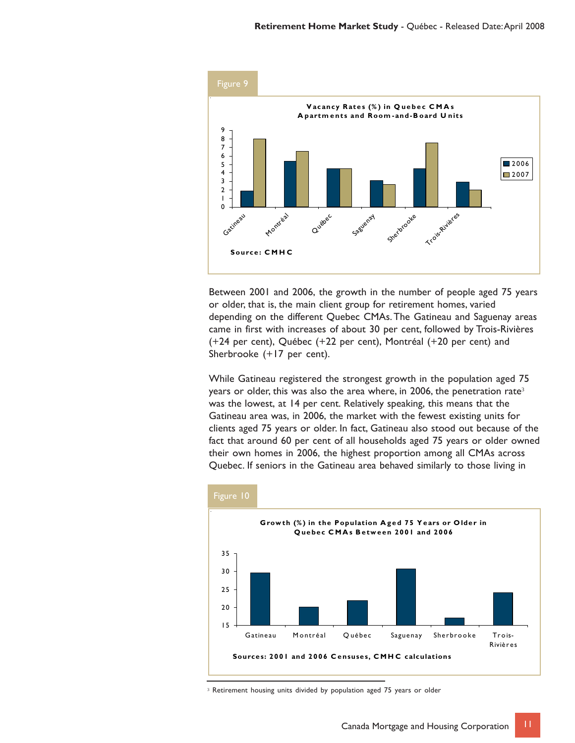Figure 9

**Vacancy Rates (%) in Quebec CMAs**
**Apartments and Room-and-Board Units**

Source: CMHC

Between 2001 and 2006, the growth in the number of people aged 75 years or older, that is, the main client group for retirement homes, varied depending on the different Quebec CMAs. The Gatineau and Saguenay areas came in first with increases of about 30 per cent, followed by Trois-Rivières (+24 per cent), Québec (+22 per cent), Montréal (+20 per cent) and Sherbrooke (+17 per cent).

While Gatineau registered the strongest growth in the population aged 75 years or older, this was also the area where, in 2006, the penetration rate[3] was the lowest, at 14 per cent. Relatively speaking, this means that the Gatineau area was, in 2006, the market with the fewest existing units for clients aged 75 years or older. In fact, Gatineau also stood out because of the fact that around 60 per cent of all households aged 75 years or older owned their own homes in 2006, the highest proportion among all CMAs across Quebec. If seniors in the Gatineau area behaved similarly to those living in

Figure 10

**Growth (%) in the Population Aged 75 Years or Older in Quebec CMAs Between 2001 and 2006**

Sources: 2001 and 2006 Censuses, CMHC calculations

[3] Retirement housing units divided by population aged 75 years or older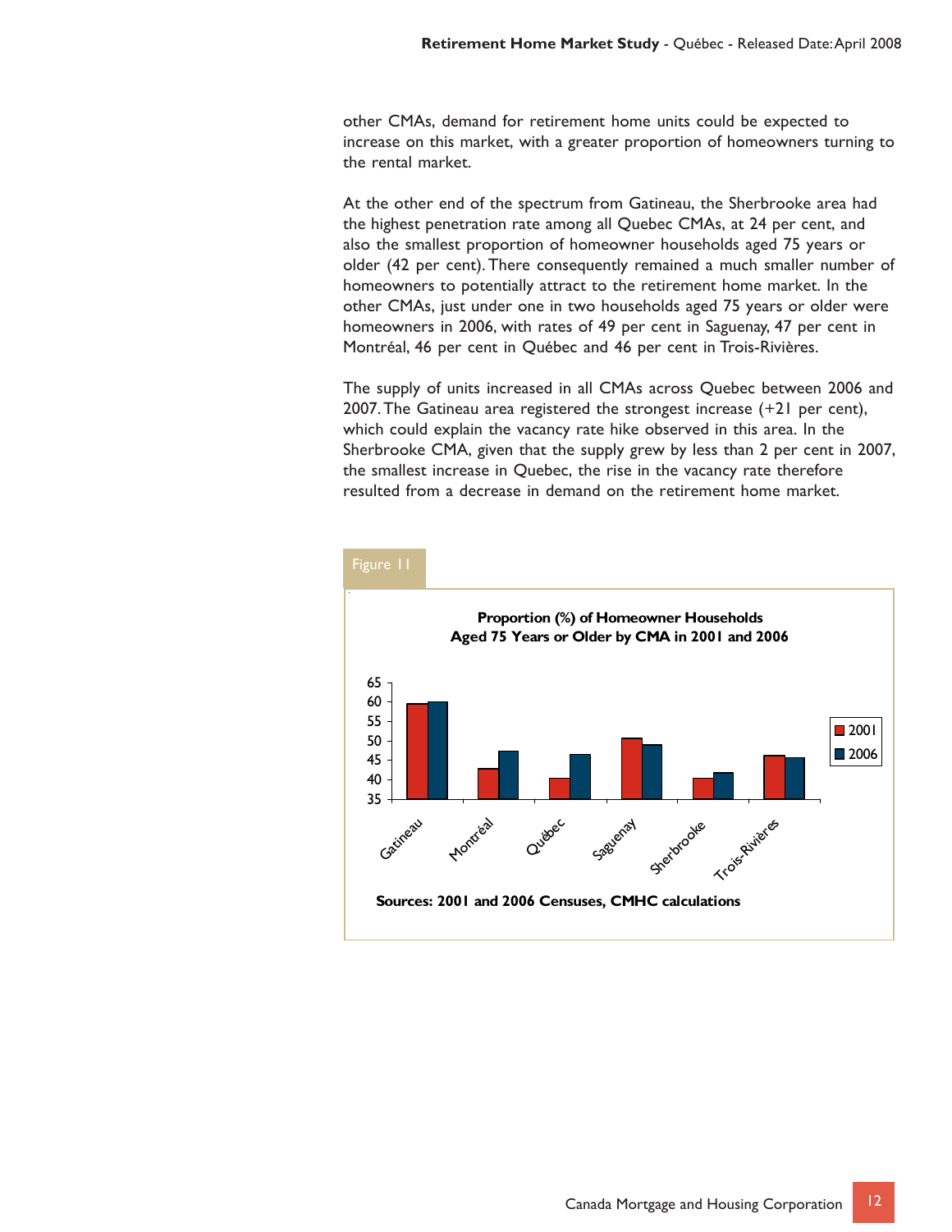other CMAs, demand for retirement home units could be expected to increase on this market, with a greater proportion of homeowners turning to the rental market.

At the other end of the spectrum from Gatineau, the Sherbrooke area had the highest penetration rate among all Quebec CMAs, at 24 per cent, and also the smallest proportion of homeowner households aged 75 years or older (42 per cent). There consequently remained a much smaller number of homeowners to potentially attract to the retirement home market. In the other CMAs, just under one in two households aged 75 years or older were homeowners in 2006, with rates of 49 per cent in Saguenay, 47 per cent in Montréal, 46 per cent in Québec and 46 per cent in Trois-Rivières.

The supply of units increased in all CMAs across Quebec between 2006 and 2007. The Gatineau area registered the strongest increase (+21 per cent), which could explain the vacancy rate hike observed in this area. In the Sherbrooke CMA, given that the supply grew by less than 2 per cent in 2007, the smallest increase in Quebec, the rise in the vacancy rate therefore resulted from a decrease in demand on the retirement home market.

Figure 11

**Proportion (%) of Homeowner Households Aged 75 Years or Older by CMA in 2001 and 2006**

**Sources: 2001 and 2006 Censuses, CMHC calculations**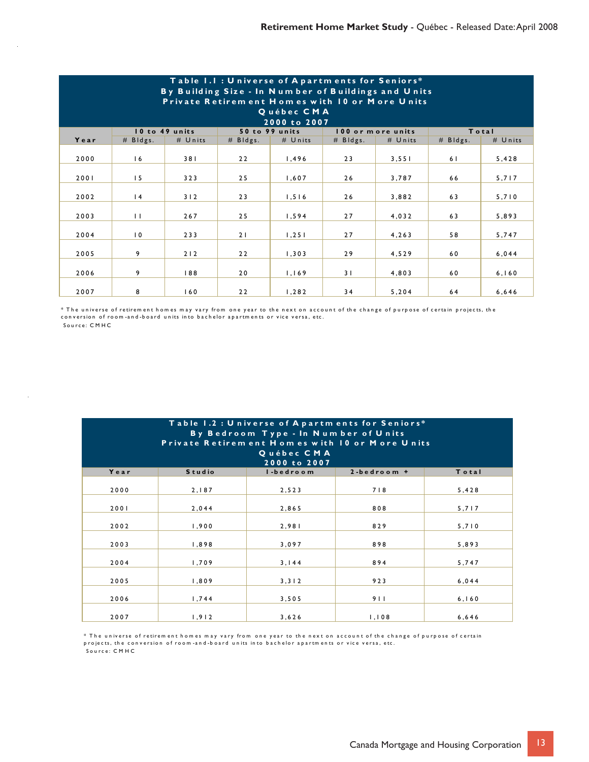**Table 1.1 : Universe of Apartments for Seniors***
**By Building Size - In Number of Buildings and Units**
**Private Retirement Homes with 10 or More Units**
**Québec CMA**
**2000 to 2007**

| Year | 10 to 49 units | | 50 to 99 units | | 100 or more units | | Total | |
|---|---|---|---|---|---|---|---|---|
| | # Bldgs. | # Units | # Bldgs. | # Units | # Bldgs. | # Units | # Bldgs. | # Units |
| 2000 | 16 | 381 | 22 | 1,496 | 23 | 3,551 | 61 | 5,428 |
| 2001 | 15 | 323 | 25 | 1,607 | 26 | 3,787 | 66 | 5,717 |
| 2002 | 14 | 312 | 23 | 1,516 | 26 | 3,882 | 63 | 5,710 |
| 2003 | 11 | 267 | 25 | 1,594 | 27 | 4,032 | 63 | 5,893 |
| 2004 | 10 | 233 | 21 | 1,251 | 27 | 4,263 | 58 | 5,747 |
| 2005 | 9 | 212 | 22 | 1,303 | 29 | 4,529 | 60 | 6,044 |
| 2006 | 9 | 188 | 20 | 1,169 | 31 | 4,803 | 60 | 6,160 |
| 2007 | 8 | 160 | 22 | 1,282 | 34 | 5,204 | 64 | 6,646 |

* The universe of retirement homes may vary from one year to the next on account of the change of purpose of certain projects, the conversion of room-and-board units into bachelor apartments or vice versa, etc.
Source: CMHC

**Table 1.2 : Universe of Apartments for Seniors***
**By Bedroom Type - In Number of Units**
**Private Retirement Homes with 10 or More Units**
**Québec CMA**
**2000 to 2007**

| Year | Studio | 1-bedroom | 2-bedroom + | Total |
|---|---|---|---|---|
| 2000 | 2,187 | 2,523 | 718 | 5,428 |
| 2001 | 2,044 | 2,865 | 808 | 5,717 |
| 2002 | 1,900 | 2,981 | 829 | 5,710 |
| 2003 | 1,898 | 3,097 | 898 | 5,893 |
| 2004 | 1,709 | 3,144 | 894 | 5,747 |
| 2005 | 1,809 | 3,312 | 923 | 6,044 |
| 2006 | 1,744 | 3,505 | 911 | 6,160 |
| 2007 | 1,912 | 3,626 | 1,108 | 6,646 |

* The universe of retirement homes may vary from one year to the next on account of the change of purpose of certain projects, the conversion of room-and-board units into bachelor apartments or vice versa, etc.
Source: CMHC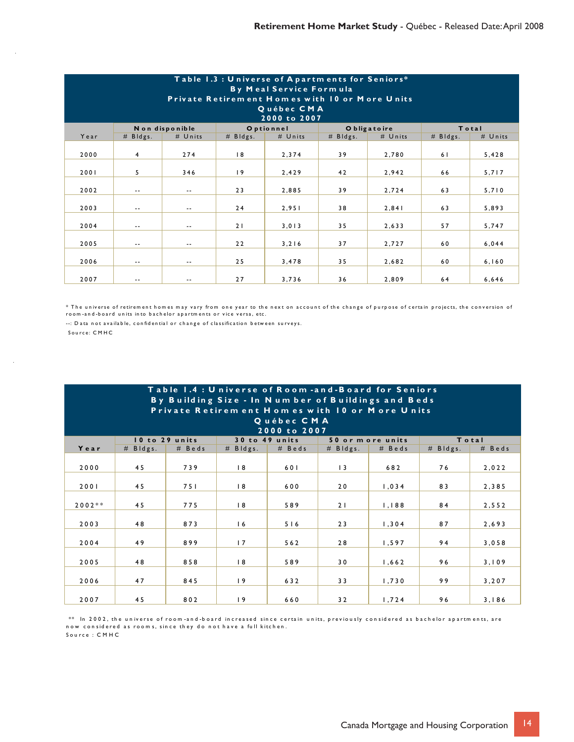**Table 1.3 : Universe of Apartments for Seniors***
**By Meal Service Formula**
**Private Retirement Homes with 10 or More Units**
**Québec CMA**
**2000 to 2007**

| Year | Non disponible | | Optionnel | | Obligatoire | | Total | |
|---|---|---|---|---|---|---|---|---|
| | # Bldgs. | # Units | # Bldgs. | # Units | # Bldgs. | # Units | # Bldgs. | # Units |
| 2000 | 4 | 274 | 18 | 2,374 | 39 | 2,780 | 61 | 5,428 |
| 2001 | 5 | 346 | 19 | 2,429 | 42 | 2,942 | 66 | 5,717 |
| 2002 | -- | -- | 23 | 2,885 | 39 | 2,724 | 63 | 5,710 |
| 2003 | -- | -- | 24 | 2,951 | 38 | 2,841 | 63 | 5,893 |
| 2004 | -- | -- | 21 | 3,013 | 35 | 2,633 | 57 | 5,747 |
| 2005 | -- | -- | 22 | 3,216 | 37 | 2,727 | 60 | 6,044 |
| 2006 | -- | -- | 25 | 3,478 | 35 | 2,682 | 60 | 6,160 |
| 2007 | -- | -- | 27 | 3,736 | 36 | 2,809 | 64 | 6,646 |

* The universe of retirement homes may vary from one year to the next on account of the change of purpose of certain projects, the conversion of room-and-board units into bachelor apartments or vice versa, etc.

--: Data not available, confidential or change of classification between surveys.

Source: CMHC

**Table 1.4 : Universe of Room-and-Board for Seniors**
**By Building Size - In Number of Buildings and Beds**
**Private Retirement Homes with 10 or More Units**
**Québec CMA**
**2000 to 2007**

| Year | 10 to 29 units | | 30 to 49 units | | 50 or more units | | Total | |
|---|---|---|---|---|---|---|---|---|
| | # Bldgs. | # Beds | # Bldgs. | # Beds | # Bldgs. | # Beds | # Bldgs. | # Beds |
| 2000 | 45 | 739 | 18 | 601 | 13 | 682 | 76 | 2,022 |
| 2001 | 45 | 751 | 18 | 600 | 20 | 1,034 | 83 | 2,385 |
| 2002** | 45 | 775 | 18 | 589 | 21 | 1,188 | 84 | 2,552 |
| 2003 | 48 | 873 | 16 | 516 | 23 | 1,304 | 87 | 2,693 |
| 2004 | 49 | 899 | 17 | 562 | 28 | 1,597 | 94 | 3,058 |
| 2005 | 48 | 858 | 18 | 589 | 30 | 1,662 | 96 | 3,109 |
| 2006 | 47 | 845 | 19 | 632 | 33 | 1,730 | 99 | 3,207 |
| 2007 | 45 | 802 | 19 | 660 | 32 | 1,724 | 96 | 3,186 |

** In 2002, the universe of room-and-board increased since certain units, previously considered as bachelor apartments, are now considered as rooms, since they do not have a full kitchen.

Source : CMHC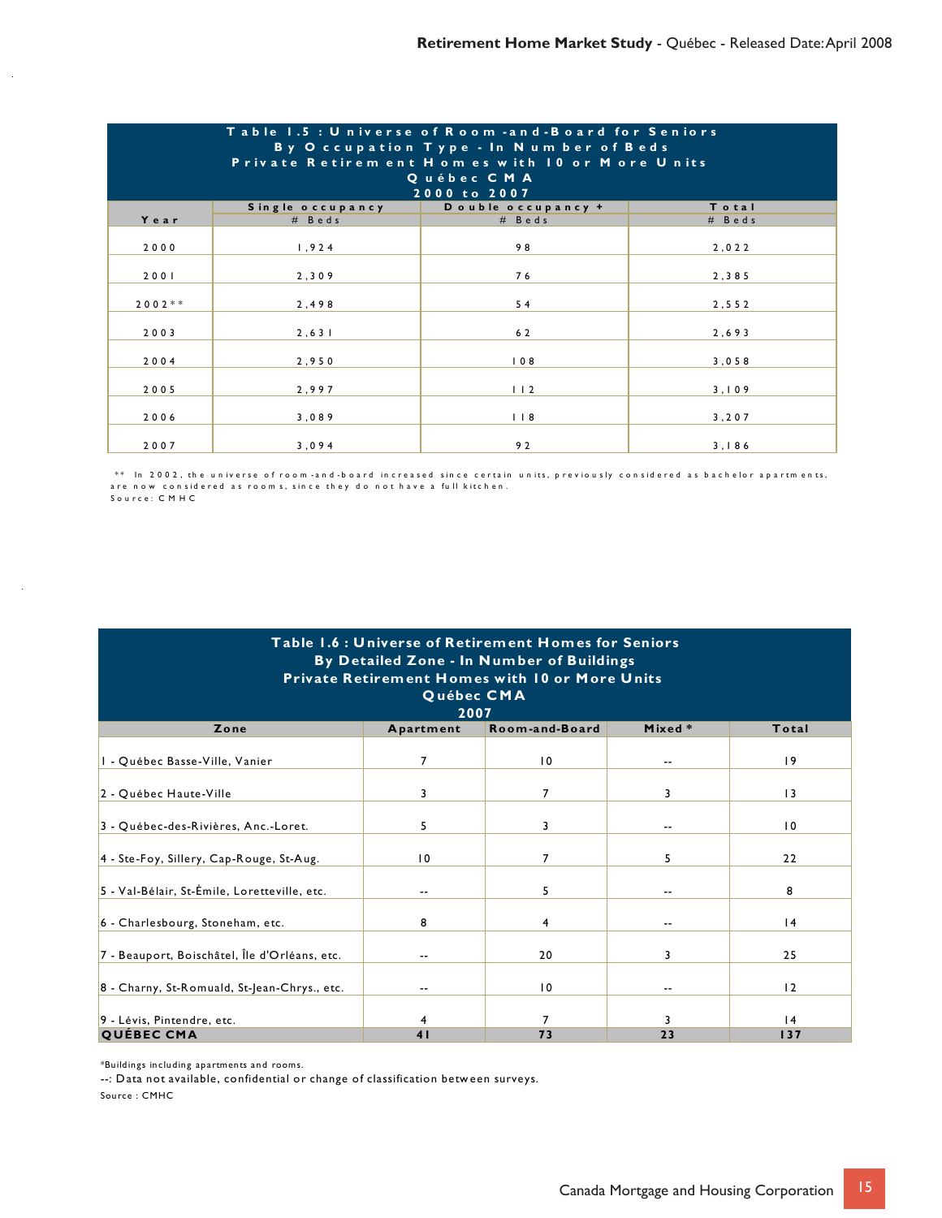**Table 1.5 : Universe of Room-and-Board for Seniors**
**By Occupation Type - In Number of Beds**
**Private Retirement Homes with 10 or More Units**
**Québec CMA**
**2000 to 2007**

| Year | Single occupancy | Double occupancy + | Total |
|---|---|---|---|
| | # Beds | # Beds | # Beds |
| 2000 | 1,924 | 98 | 2,022 |
| 2001 | 2,309 | 76 | 2,385 |
| 2002** | 2,498 | 54 | 2,552 |
| 2003 | 2,631 | 62 | 2,693 |
| 2004 | 2,950 | 108 | 3,058 |
| 2005 | 2,997 | 112 | 3,109 |
| 2006 | 3,089 | 118 | 3,207 |
| 2007 | 3,094 | 92 | 3,186 |

** In 2002, the universe of room-and-board increased since certain units, previously considered as bachelor apartments, are now considered as rooms, since they do not have a full kitchen.
Source: CMHC

**Table 1.6 : Universe of Retirement Homes for Seniors**
**By Detailed Zone - In Number of Buildings**
**Private Retirement Homes with 10 or More Units**
**Québec CMA**
**2007**

| Zone | Apartment | Room-and-Board | Mixed * | Total |
|---|---|---|---|---|
| 1 - Québec Basse-Ville, Vanier | 7 | 10 | -- | 19 |
| 2 - Québec Haute-Ville | 3 | 7 | 3 | 13 |
| 3 - Québec-des-Rivières, Anc.-Loret. | 5 | 3 | -- | 10 |
| 4 - Ste-Foy, Sillery, Cap-Rouge, St-Aug. | 10 | 7 | 5 | 22 |
| 5 - Val-Bélair, St-Émile, Loretteville, etc. | -- | 5 | -- | 8 |
| 6 - Charlesbourg, Stoneham, etc. | 8 | 4 | -- | 14 |
| 7 - Beauport, Boischâtel, Île d'Orléans, etc. | -- | 20 | 3 | 25 |
| 8 - Charny, St-Romuald, St-Jean-Chrys., etc. | -- | 10 | -- | 12 |
| 9 - Lévis, Pintendre, etc. | 4 | 7 | 3 | 14 |
| **QUÉBEC CMA** | **41** | **73** | **23** | **137** |

*Buildings including apartments and rooms.
--: Data not available, confidential or change of classification between surveys.
Source : CMHC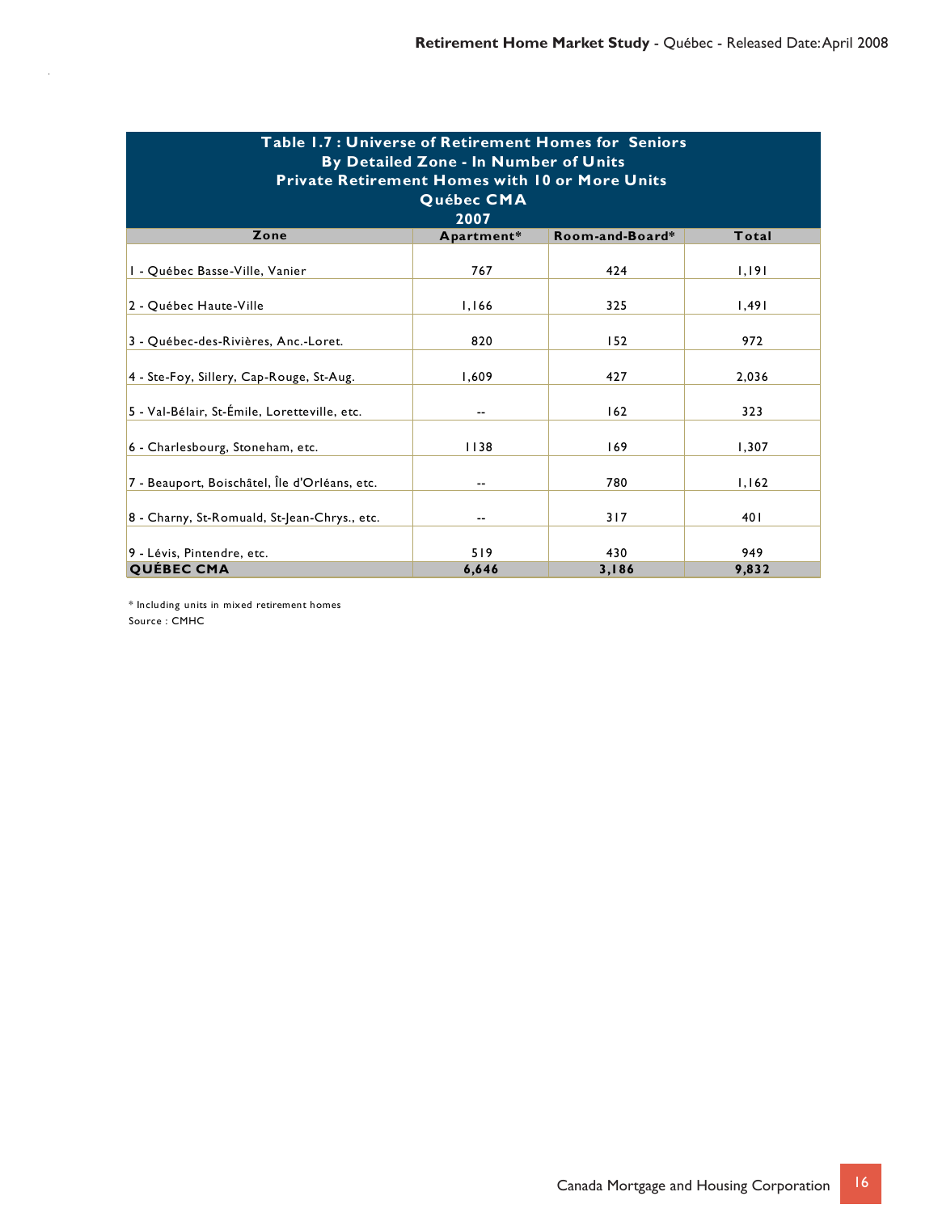**Table 1.7 : Universe of Retirement Homes for Seniors By Detailed Zone - In Number of Units Private Retirement Homes with 10 or More Units Québec CMA 2007**

| Zone | Apartment* | Room-and-Board* | Total |
|---|---|---|---|
| 1 - Québec Basse-Ville, Vanier | 767 | 424 | 1,191 |
| 2 - Québec Haute-Ville | 1,166 | 325 | 1,491 |
| 3 - Québec-des-Rivières, Anc.-Loret. | 820 | 152 | 972 |
| 4 - Ste-Foy, Sillery, Cap-Rouge, St-Aug. | 1,609 | 427 | 2,036 |
| 5 - Val-Bélair, St-Émile, Loretteville, etc. | -- | 162 | 323 |
| 6 - Charlesbourg, Stoneham, etc. | 1138 | 169 | 1,307 |
| 7 - Beauport, Boischâtel, Île d'Orléans, etc. | -- | 780 | 1,162 |
| 8 - Charny, St-Romuald, St-Jean-Chrys., etc. | -- | 317 | 401 |
| 9 - Lévis, Pintendre, etc. | 519 | 430 | 949 |
| **QUÉBEC CMA** | **6,646** | **3,186** | **9,832** |

* Including units in mixed retirement homes
Source : CMHC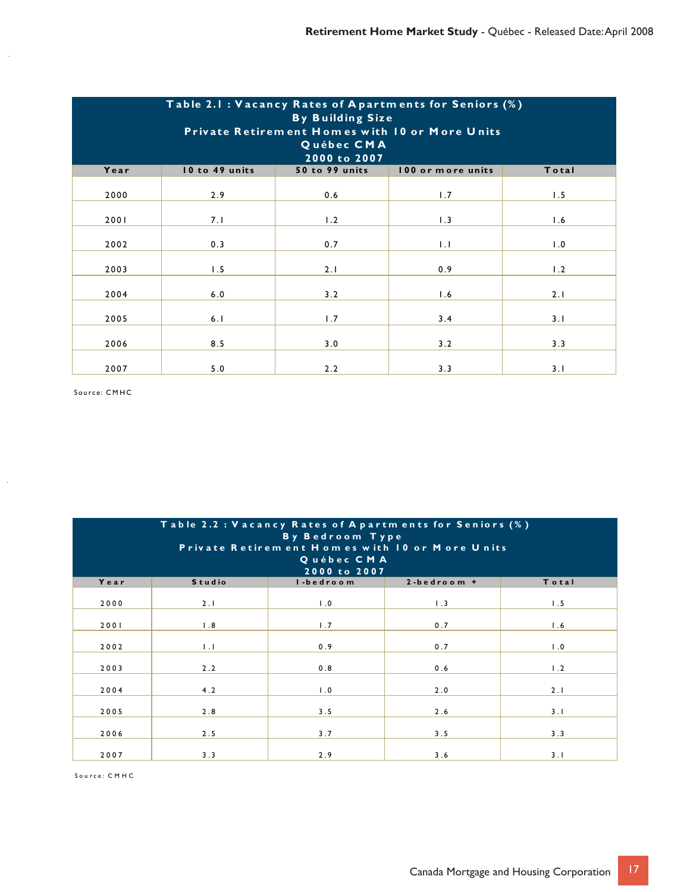**Table 2.1 : Vacancy Rates of Apartments for Seniors (%)**
**By Building Size**
**Private Retirement Homes with 10 or More Units**
**Québec CMA**
**2000 to 2007**

| Year | 10 to 49 units | 50 to 99 units | 100 or more units | Total |
|---|---|---|---|---|
| 2000 | 2.9 | 0.6 | 1.7 | 1.5 |
| 2001 | 7.1 | 1.2 | 1.3 | 1.6 |
| 2002 | 0.3 | 0.7 | 1.1 | 1.0 |
| 2003 | 1.5 | 2.1 | 0.9 | 1.2 |
| 2004 | 6.0 | 3.2 | 1.6 | 2.1 |
| 2005 | 6.1 | 1.7 | 3.4 | 3.1 |
| 2006 | 8.5 | 3.0 | 3.2 | 3.3 |
| 2007 | 5.0 | 2.2 | 3.3 | 3.1 |

Source: CMHC

**Table 2.2 : Vacancy Rates of Apartments for Seniors (%)**
**By Bedroom Type**
**Private Retirement Homes with 10 or More Units**
**Québec CMA**
**2000 to 2007**

| Year | Studio | 1-bedroom | 2-bedroom + | Total |
|---|---|---|---|---|
| 2000 | 2.1 | 1.0 | 1.3 | 1.5 |
| 2001 | 1.8 | 1.7 | 0.7 | 1.6 |
| 2002 | 1.1 | 0.9 | 0.7 | 1.0 |
| 2003 | 2.2 | 0.8 | 0.6 | 1.2 |
| 2004 | 4.2 | 1.0 | 2.0 | 2.1 |
| 2005 | 2.8 | 3.5 | 2.6 | 3.1 |
| 2006 | 2.5 | 3.7 | 3.5 | 3.3 |
| 2007 | 3.3 | 2.9 | 3.6 | 3.1 |

Source: CMHC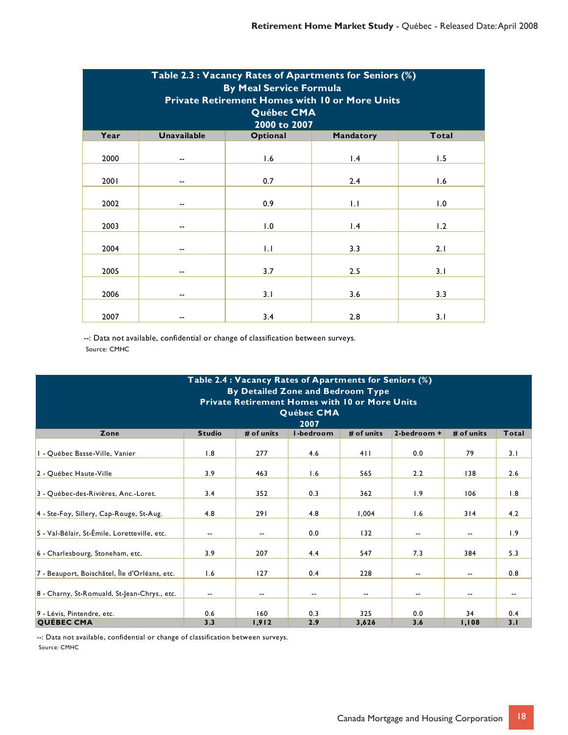**Table 2.3 : Vacancy Rates of Apartments for Seniors (%)**
**By Meal Service Formula**
**Private Retirement Homes with 10 or More Units**
**Québec CMA**
**2000 to 2007**

| Year | Unavailable | Optional | Mandatory | Total |
|---|---|---|---|---|
| 2000 | -- | 1.6 | 1.4 | 1.5 |
| 2001 | -- | 0.7 | 2.4 | 1.6 |
| 2002 | -- | 0.9 | 1.1 | 1.0 |
| 2003 | -- | 1.0 | 1.4 | 1.2 |
| 2004 | -- | 1.1 | 3.3 | 2.1 |
| 2005 | -- | 3.7 | 2.5 | 3.1 |
| 2006 | -- | 3.1 | 3.6 | 3.3 |
| 2007 | -- | 3.4 | 2.8 | 3.1 |

--: Data not available, confidential or change of classification between surveys.
Source: CMHC

**Table 2.4 : Vacancy Rates of Apartments for Seniors (%)**
**By Detailed Zone and Bedroom Type**
**Private Retirement Homes with 10 or More Units**
**Québec CMA**
**2007**

| Zone | Studio | # of units | 1-bedroom | # of units | 2-bedroom + | # of units | Total |
|---|---|---|---|---|---|---|---|
| 1 - Québec Basse-Ville, Vanier | 1.8 | 277 | 4.6 | 411 | 0.0 | 79 | 3.1 |
| 2 - Québec Haute-Ville | 3.9 | 463 | 1.6 | 565 | 2.2 | 138 | 2.6 |
| 3 - Québec-des-Rivières, Anc.-Loret. | 3.4 | 352 | 0.3 | 362 | 1.9 | 106 | 1.8 |
| 4 - Ste-Foy, Sillery, Cap-Rouge, St-Aug. | 4.8 | 291 | 4.8 | 1,004 | 1.6 | 314 | 4.2 |
| 5 - Val-Bélair, St-Émile, Loretteville, etc. | -- | -- | 0.0 | 132 | -- | -- | 1.9 |
| 6 - Charlesbourg, Stoneham, etc. | 3.9 | 207 | 4.4 | 547 | 7.3 | 384 | 5.3 |
| 7 - Beauport, Boischâtel, Île d'Orléans, etc. | 1.6 | 127 | 0.4 | 228 | -- | -- | 0.8 |
| 8 - Charny, St-Romuald, St-Jean-Chrys., etc. | -- | -- | -- | -- | -- | -- | -- |
| 9 - Lévis, Pintendre, etc. | 0.6 | 160 | 0.3 | 325 | 0.0 | 34 | 0.4 |
| **QUÉBEC CMA** | **3.3** | **1,912** | **2.9** | **3,626** | **3.6** | **1,108** | **3.1** |

--: Data not available, confidential or change of classification between surveys.
Source: CMHC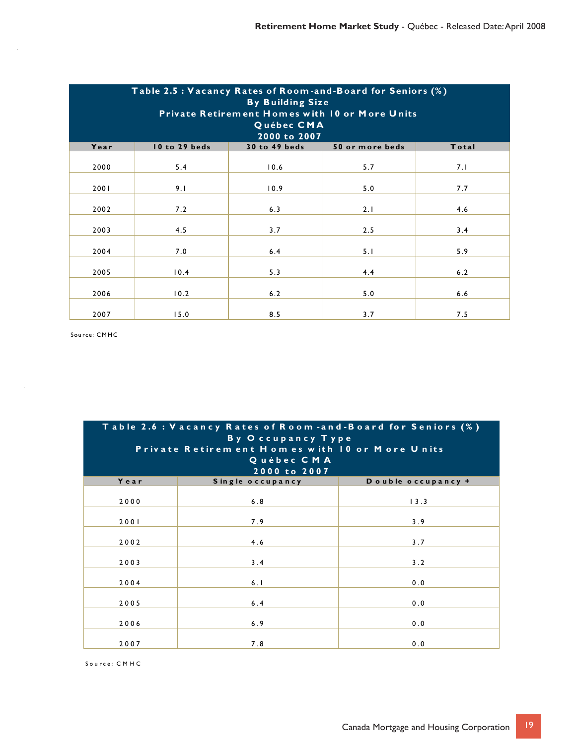**Table 2.5 : Vacancy Rates of Room-and-Board for Seniors (%)**
**By Building Size**
**Private Retirement Homes with 10 or More Units**
**Québec CMA**
**2000 to 2007**

| Year | 10 to 29 beds | 30 to 49 beds | 50 or more beds | Total |
|---|---|---|---|---|
| 2000 | 5.4 | 10.6 | 5.7 | 7.1 |
| 2001 | 9.1 | 10.9 | 5.0 | 7.7 |
| 2002 | 7.2 | 6.3 | 2.1 | 4.6 |
| 2003 | 4.5 | 3.7 | 2.5 | 3.4 |
| 2004 | 7.0 | 6.4 | 5.1 | 5.9 |
| 2005 | 10.4 | 5.3 | 4.4 | 6.2 |
| 2006 | 10.2 | 6.2 | 5.0 | 6.6 |
| 2007 | 15.0 | 8.5 | 3.7 | 7.5 |

Source: CMHC

**Table 2.6 : Vacancy Rates of Room-and-Board for Seniors (%)**
**By Occupancy Type**
**Private Retirement Homes with 10 or More Units**
**Québec CMA**
**2000 to 2007**

| Year | Single occupancy | Double occupancy + |
|---|---|---|
| 2000 | 6.8 | 13.3 |
| 2001 | 7.9 | 3.9 |
| 2002 | 4.6 | 3.7 |
| 2003 | 3.4 | 3.2 |
| 2004 | 6.1 | 0.0 |
| 2005 | 6.4 | 0.0 |
| 2006 | 6.9 | 0.0 |
| 2007 | 7.8 | 0.0 |

Source: CMHC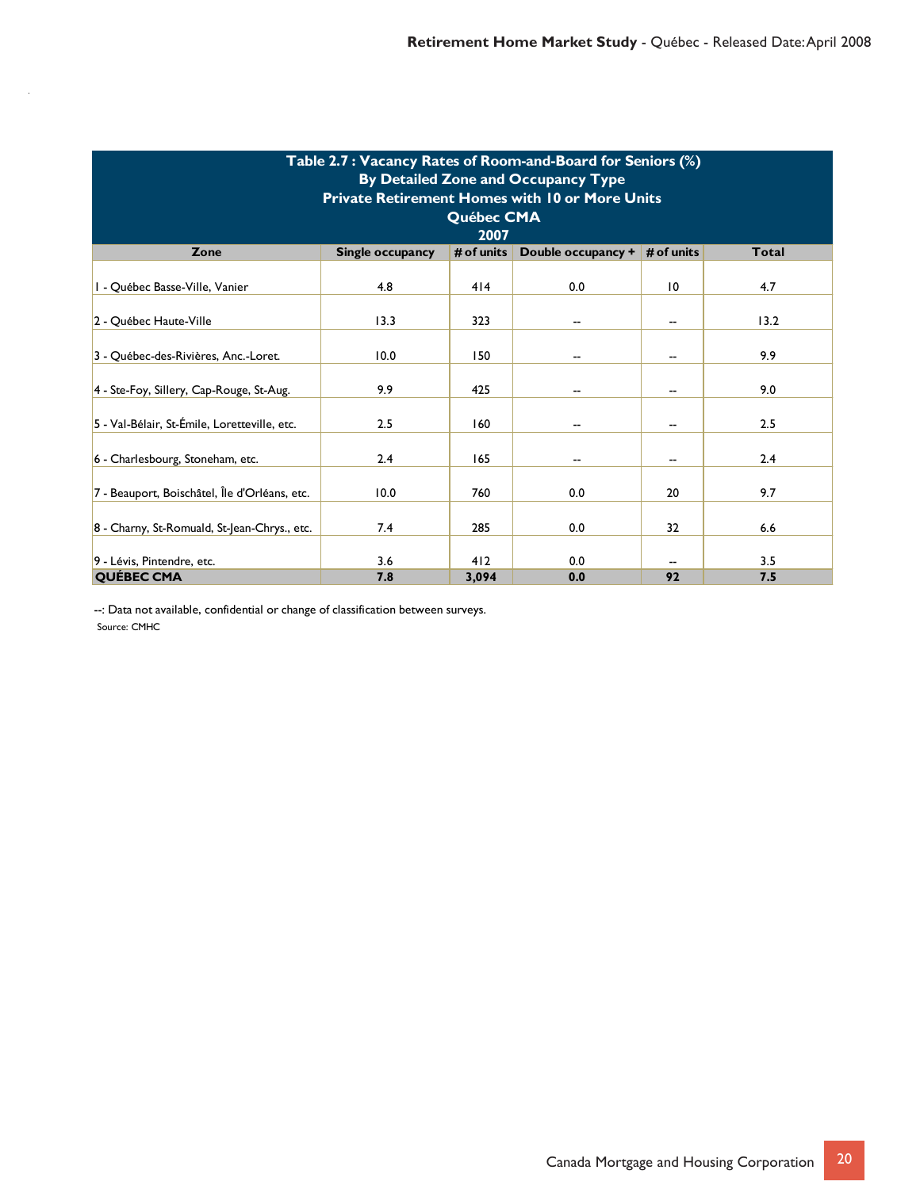**Table 2.7 : Vacancy Rates of Room-and-Board for Seniors (%)**
**By Detailed Zone and Occupancy Type**
**Private Retirement Homes with 10 or More Units**
**Québec CMA**
**2007**

| Zone | Single occupancy | # of units | Double occupancy + | # of units | Total |
|---|---|---|---|---|---|
| 1 - Québec Basse-Ville, Vanier | 4.8 | 414 | 0.0 | 10 | 4.7 |
| 2 - Québec Haute-Ville | 13.3 | 323 | -- | -- | 13.2 |
| 3 - Québec-des-Rivières, Anc.-Loret. | 10.0 | 150 | -- | -- | 9.9 |
| 4 - Ste-Foy, Sillery, Cap-Rouge, St-Aug. | 9.9 | 425 | -- | -- | 9.0 |
| 5 - Val-Bélair, St-Émile, Loretteville, etc. | 2.5 | 160 | -- | -- | 2.5 |
| 6 - Charlesbourg, Stoneham, etc. | 2.4 | 165 | -- | -- | 2.4 |
| 7 - Beauport, Boischâtel, Île d'Orléans, etc. | 10.0 | 760 | 0.0 | 20 | 9.7 |
| 8 - Charny, St-Romuald, St-Jean-Chrys., etc. | 7.4 | 285 | 0.0 | 32 | 6.6 |
| 9 - Lévis, Pintendre, etc. | 3.6 | 412 | 0.0 | -- | 3.5 |
| **QUÉBEC CMA** | **7.8** | **3,094** | **0.0** | **92** | **7.5** |

--: Data not available, confidential or change of classification between surveys.

Source: CMHC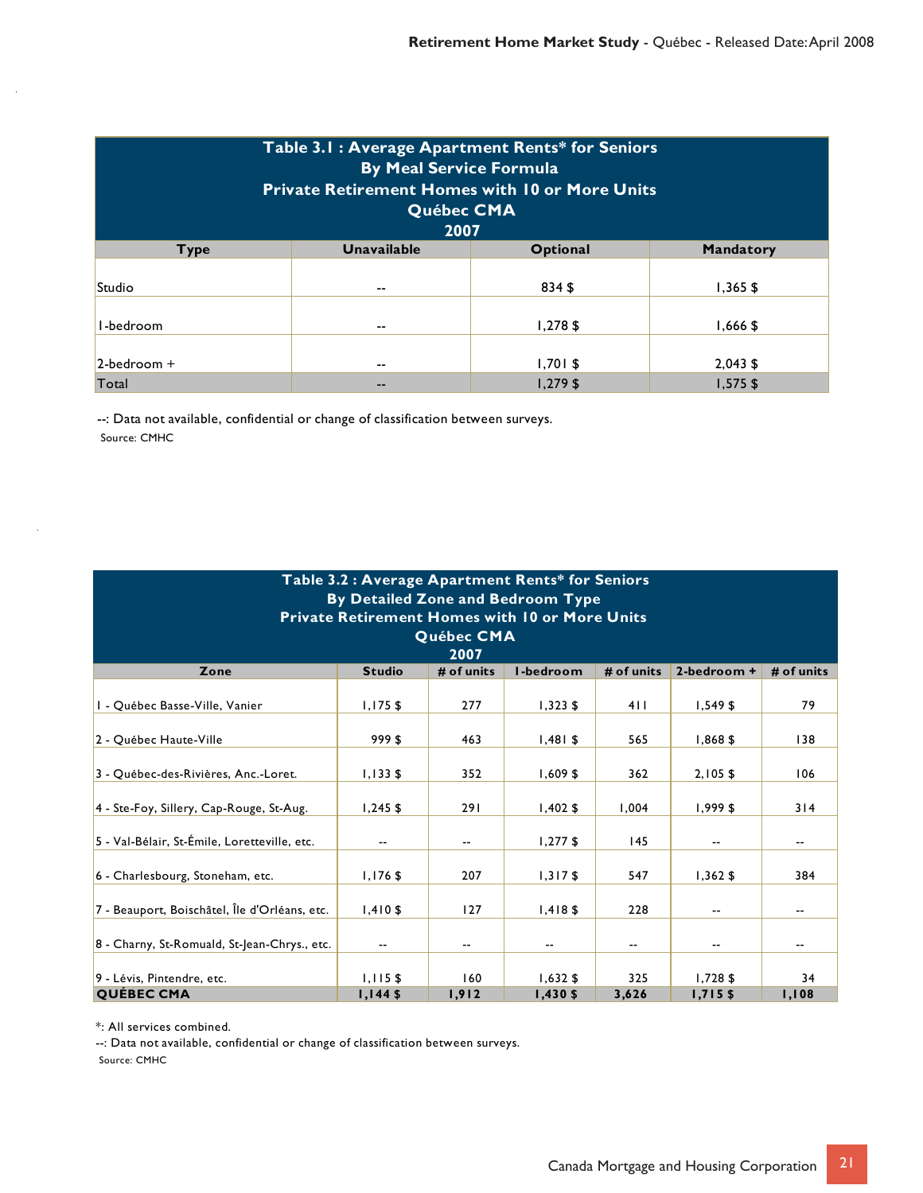| Table 3.1 : Average Apartment Rents* for Seniors<br>By Meal Service Formula<br>Private Retirement Homes with 10 or More Units<br>Québec CMA<br>2007 | | | |
|---|---|---|---|
| **Type** | **Unavailable** | **Optional** | **Mandatory** |
| Studio | -- | 834 $ | 1,365 $ |
| 1-bedroom | -- | 1,278 $ | 1,666 $ |
| 2-bedroom + | -- | 1,701 $ | 2,043 $ |
| Total | -- | 1,279 $ | 1,575 $ |

--: Data not available, confidential or change of classification between surveys.
Source: CMHC

| Table 3.2 : Average Apartment Rents* for Seniors<br>By Detailed Zone and Bedroom Type<br>Private Retirement Homes with 10 or More Units<br>Québec CMA<br>2007 | | | | | | |
|---|---|---|---|---|---|---|
| **Zone** | **Studio** | **# of units** | **1-bedroom** | **# of units** | **2-bedroom +** | **# of units** |
| 1 - Québec Basse-Ville, Vanier | 1,175 $ | 277 | 1,323 $ | 411 | 1,549 $ | 79 |
| 2 - Québec Haute-Ville | 999 $ | 463 | 1,481 $ | 565 | 1,868 $ | 138 |
| 3 - Québec-des-Rivières, Anc.-Loret. | 1,133 $ | 352 | 1,609 $ | 362 | 2,105 $ | 106 |
| 4 - Ste-Foy, Sillery, Cap-Rouge, St-Aug. | 1,245 $ | 291 | 1,402 $ | 1,004 | 1,999 $ | 314 |
| 5 - Val-Bélair, St-Émile, Loretteville, etc. | -- | -- | 1,277 $ | 145 | -- | -- |
| 6 - Charlesbourg, Stoneham, etc. | 1,176 $ | 207 | 1,317 $ | 547 | 1,362 $ | 384 |
| 7 - Beauport, Boischâtel, Île d'Orléans, etc. | 1,410 $ | 127 | 1,418 $ | 228 | -- | -- |
| 8 - Charny, St-Romuald, St-Jean-Chrys., etc. | -- | -- | -- | -- | -- | -- |
| 9 - Lévis, Pintendre, etc. | 1,115 $ | 160 | 1,632 $ | 325 | 1,728 $ | 34 |
| **QUÉBEC CMA** | **1,144 $** | **1,912** | **1,430 $** | **3,626** | **1,715 $** | **1,108** |

*: All services combined.
--: Data not available, confidential or change of classification between surveys.
Source: CMHC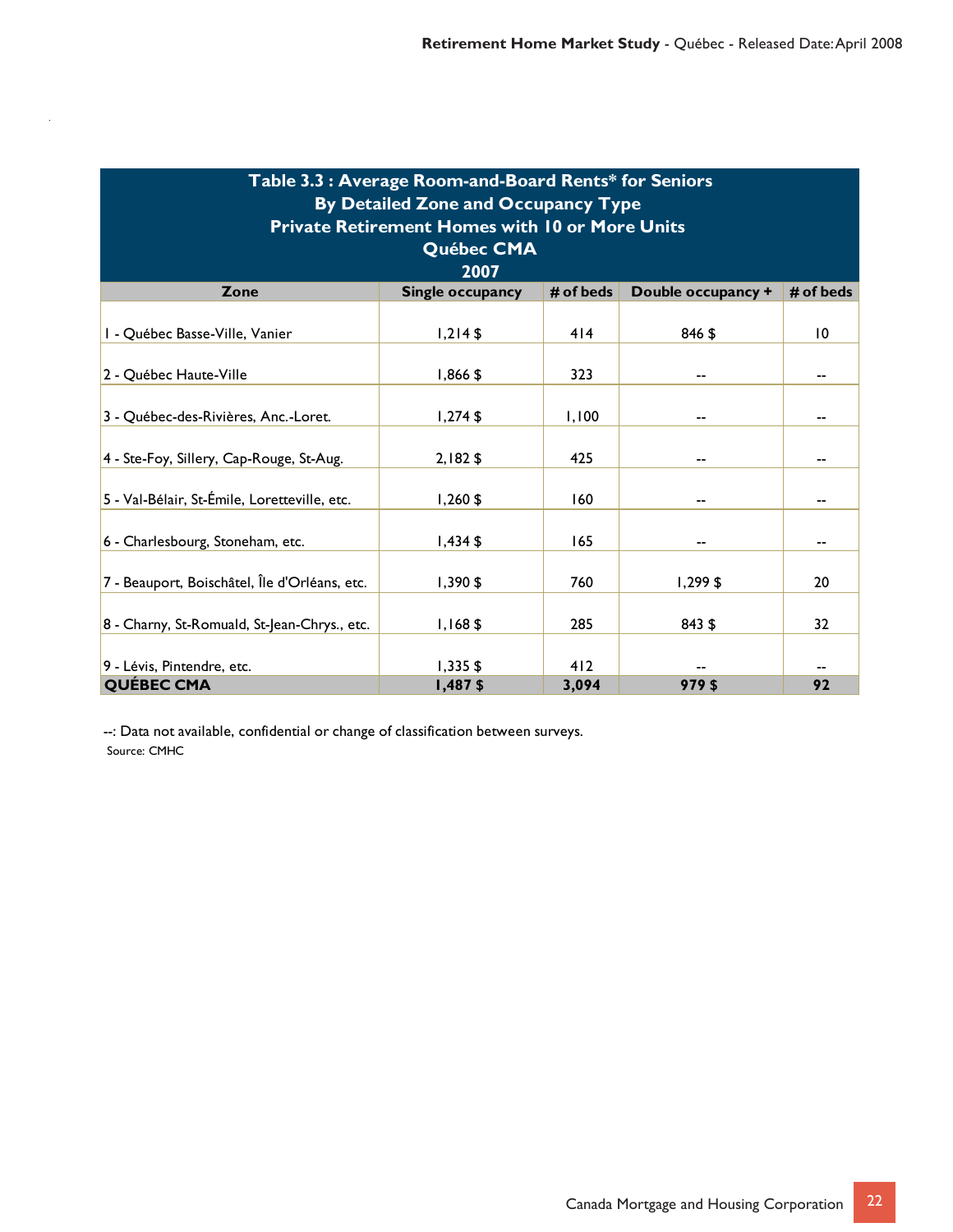## Table 3.3 : Average Room-and-Board Rents* for Seniors By Detailed Zone and Occupancy Type Private Retirement Homes with 10 or More Units Québec CMA 2007

| Zone | Single occupancy | # of beds | Double occupancy + | # of beds |
|---|---|---|---|---|
| 1 - Québec Basse-Ville, Vanier | 1,214 $ | 414 | 846 $ | 10 |
| 2 - Québec Haute-Ville | 1,866 $ | 323 | -- | -- |
| 3 - Québec-des-Rivières, Anc.-Loret. | 1,274 $ | 1,100 | -- | -- |
| 4 - Ste-Foy, Sillery, Cap-Rouge, St-Aug. | 2,182 $ | 425 | -- | -- |
| 5 - Val-Bélair, St-Émile, Loretteville, etc. | 1,260 $ | 160 | -- | -- |
| 6 - Charlesbourg, Stoneham, etc. | 1,434 $ | 165 | -- | -- |
| 7 - Beauport, Boischâtel, Île d'Orléans, etc. | 1,390 $ | 760 | 1,299 $ | 20 |
| 8 - Charny, St-Romuald, St-Jean-Chrys., etc. | 1,168 $ | 285 | 843 $ | 32 |
| 9 - Lévis, Pintendre, etc. | 1,335 $ | 412 | -- | -- |
| **QUÉBEC CMA** | **1,487 $** | **3,094** | **979 $** | **92** |

--: Data not available, confidential or change of classification between surveys.

Source: CMHC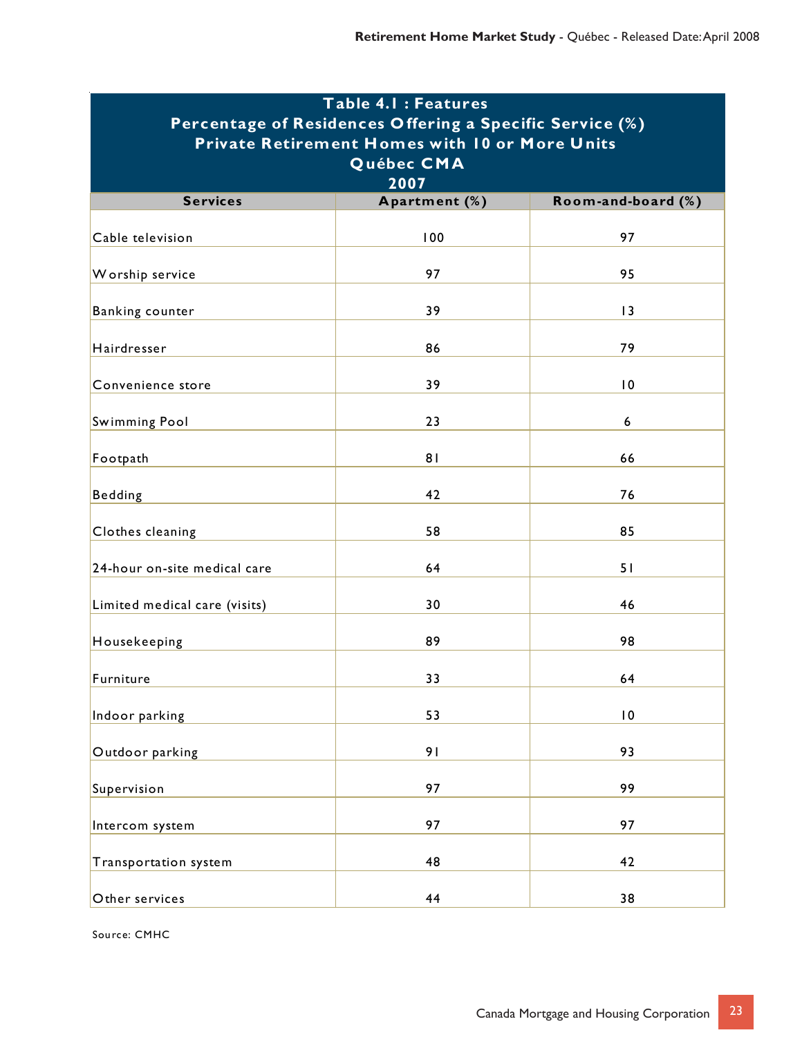**Table 4.1 : Features**
**Percentage of Residences Offering a Specific Service (%)**
**Private Retirement Homes with 10 or More Units**
**Québec CMA**
**2007**

| Services | Apartment (%) | Room-and-board (%) |
|---|---|---|
| Cable television | 100 | 97 |
| Worship service | 97 | 95 |
| Banking counter | 39 | 13 |
| Hairdresser | 86 | 79 |
| Convenience store | 39 | 10 |
| Swimming Pool | 23 | 6 |
| Footpath | 81 | 66 |
| Bedding | 42 | 76 |
| Clothes cleaning | 58 | 85 |
| 24-hour on-site medical care | 64 | 51 |
| Limited medical care (visits) | 30 | 46 |
| Housekeeping | 89 | 98 |
| Furniture | 33 | 64 |
| Indoor parking | 53 | 10 |
| Outdoor parking | 91 | 93 |
| Supervision | 97 | 99 |
| Intercom system | 97 | 97 |
| Transportation system | 48 | 42 |
| Other services | 44 | 38 |

Source: CMHC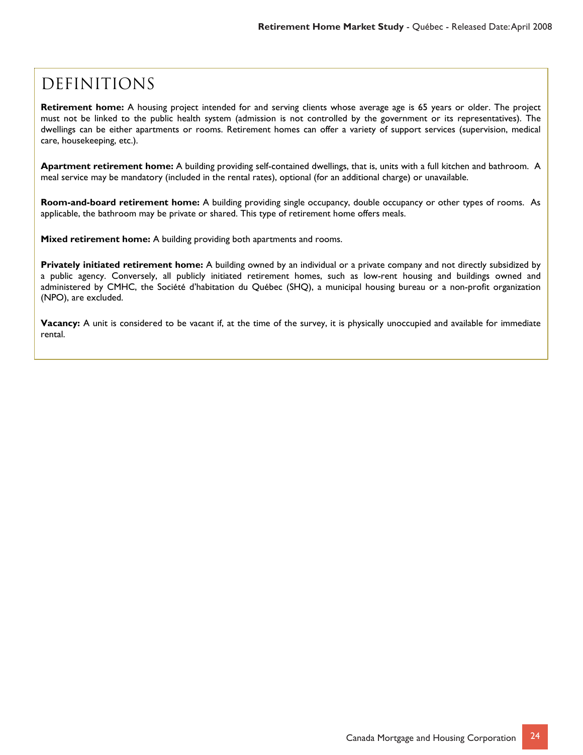# DEFINITIONS

**Retirement home:** A housing project intended for and serving clients whose average age is 65 years or older. The project must not be linked to the public health system (admission is not controlled by the government or its representatives). The dwellings can be either apartments or rooms. Retirement homes can offer a variety of support services (supervision, medical care, housekeeping, etc.).

**Apartment retirement home:** A building providing self-contained dwellings, that is, units with a full kitchen and bathroom. A meal service may be mandatory (included in the rental rates), optional (for an additional charge) or unavailable.

**Room-and-board retirement home:** A building providing single occupancy, double occupancy or other types of rooms. As applicable, the bathroom may be private or shared. This type of retirement home offers meals.

**Mixed retirement home:** A building providing both apartments and rooms.

**Privately initiated retirement home:** A building owned by an individual or a private company and not directly subsidized by a public agency. Conversely, all publicly initiated retirement homes, such as low-rent housing and buildings owned and administered by CMHC, the Société d'habitation du Québec (SHQ), a municipal housing bureau or a non-profit organization (NPO), are excluded.

**Vacancy:** A unit is considered to be vacant if, at the time of the survey, it is physically unoccupied and available for immediate rental.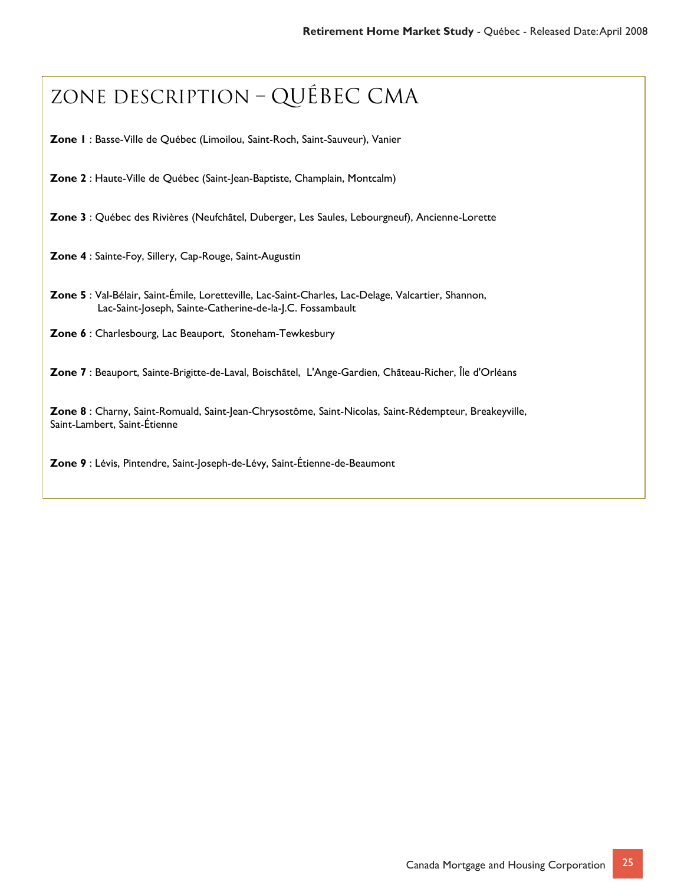# ZONE DESCRIPTION – QUÉBEC CMA

**Zone 1** : Basse-Ville de Québec (Limoilou, Saint-Roch, Saint-Sauveur), Vanier

**Zone 2** : Haute-Ville de Québec (Saint-Jean-Baptiste, Champlain, Montcalm)

**Zone 3** : Québec des Rivières (Neufchâtel, Duberger, Les Saules, Lebourgneuf), Ancienne-Lorette

**Zone 4** : Sainte-Foy, Sillery, Cap-Rouge, Saint-Augustin

**Zone 5** : Val-Bélair, Saint-Émile, Loretteville, Lac-Saint-Charles, Lac-Delage, Valcartier, Shannon, Lac-Saint-Joseph, Sainte-Catherine-de-la-J.C. Fossambault

**Zone 6** : Charlesbourg, Lac Beauport, Stoneham-Tewkesbury

**Zone 7** : Beauport, Sainte-Brigitte-de-Laval, Boischâtel, L'Ange-Gardien, Château-Richer, Île d'Orléans

**Zone 8** : Charny, Saint-Romuald, Saint-Jean-Chrysostôme, Saint-Nicolas, Saint-Rédempteur, Breakeyville, Saint-Lambert, Saint-Étienne

**Zone 9** : Lévis, Pintendre, Saint-Joseph-de-Lévy, Saint-Étienne-de-Beaumont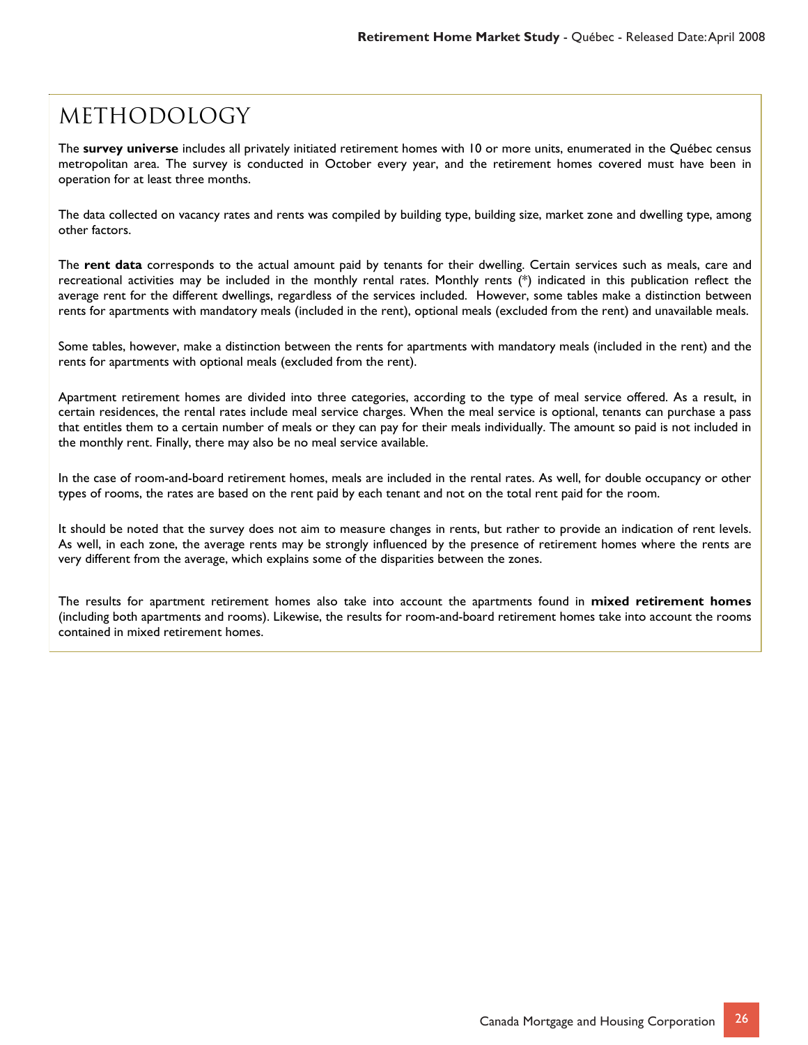# METHODOLOGY

The **survey universe** includes all privately initiated retirement homes with 10 or more units, enumerated in the Québec census metropolitan area. The survey is conducted in October every year, and the retirement homes covered must have been in operation for at least three months.

The data collected on vacancy rates and rents was compiled by building type, building size, market zone and dwelling type, among other factors.

The **rent data** corresponds to the actual amount paid by tenants for their dwelling. Certain services such as meals, care and recreational activities may be included in the monthly rental rates. Monthly rents (*) indicated in this publication reflect the average rent for the different dwellings, regardless of the services included. However, some tables make a distinction between rents for apartments with mandatory meals (included in the rent), optional meals (excluded from the rent) and unavailable meals.

Some tables, however, make a distinction between the rents for apartments with mandatory meals (included in the rent) and the rents for apartments with optional meals (excluded from the rent).

Apartment retirement homes are divided into three categories, according to the type of meal service offered. As a result, in certain residences, the rental rates include meal service charges. When the meal service is optional, tenants can purchase a pass that entitles them to a certain number of meals or they can pay for their meals individually. The amount so paid is not included in the monthly rent. Finally, there may also be no meal service available.

In the case of room-and-board retirement homes, meals are included in the rental rates. As well, for double occupancy or other types of rooms, the rates are based on the rent paid by each tenant and not on the total rent paid for the room.

It should be noted that the survey does not aim to measure changes in rents, but rather to provide an indication of rent levels. As well, in each zone, the average rents may be strongly influenced by the presence of retirement homes where the rents are very different from the average, which explains some of the disparities between the zones.

The results for apartment retirement homes also take into account the apartments found in **mixed retirement homes** (including both apartments and rooms). Likewise, the results for room-and-board retirement homes take into account the rooms contained in mixed retirement homes.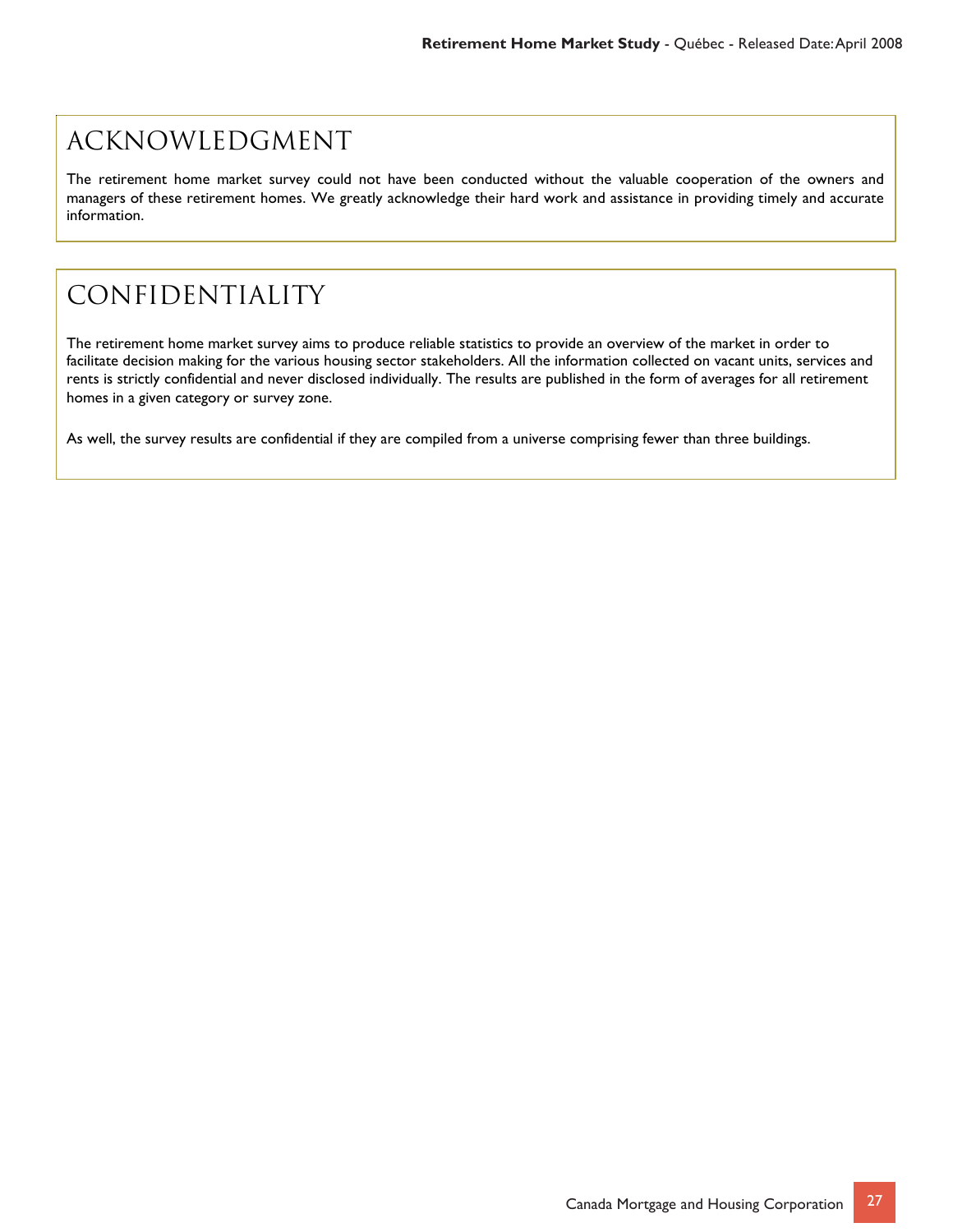# ACKNOWLEDGMENT

The retirement home market survey could not have been conducted without the valuable cooperation of the owners and managers of these retirement homes. We greatly acknowledge their hard work and assistance in providing timely and accurate information.

# CONFIDENTIALITY

The retirement home market survey aims to produce reliable statistics to provide an overview of the market in order to facilitate decision making for the various housing sector stakeholders. All the information collected on vacant units, services and rents is strictly confidential and never disclosed individually. The results are published in the form of averages for all retirement homes in a given category or survey zone.

As well, the survey results are confidential if they are compiled from a universe comprising fewer than three buildings.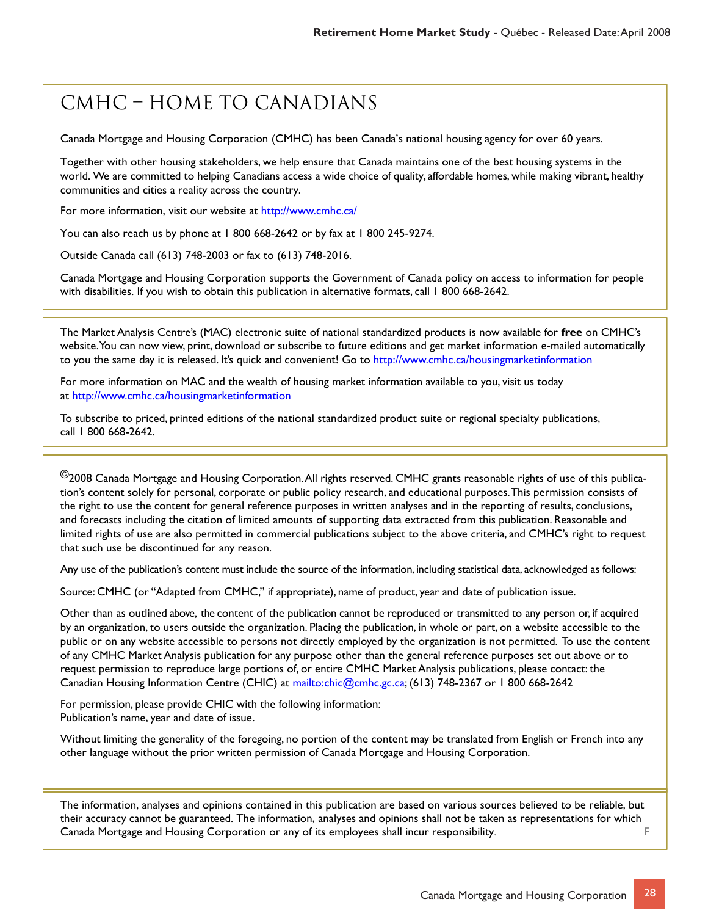# CMHC – HOME TO CANADIANS

Canada Mortgage and Housing Corporation (CMHC) has been Canada's national housing agency for over 60 years.

Together with other housing stakeholders, we help ensure that Canada maintains one of the best housing systems in the world. We are committed to helping Canadians access a wide choice of quality, affordable homes, while making vibrant, healthy communities and cities a reality across the country.

For more information, visit our website at http://www.cmhc.ca/

You can also reach us by phone at 1 800 668-2642 or by fax at 1 800 245-9274.

Outside Canada call (613) 748-2003 or fax to (613) 748-2016.

Canada Mortgage and Housing Corporation supports the Government of Canada policy on access to information for people with disabilities. If you wish to obtain this publication in alternative formats, call 1 800 668-2642.

---

The Market Analysis Centre's (MAC) electronic suite of national standardized products is now available for **free** on CMHC's website. You can now view, print, download or subscribe to future editions and get market information e-mailed automatically to you the same day it is released. It's quick and convenient! Go to http://www.cmhc.ca/housingmarketinformation

For more information on MAC and the wealth of housing market information available to you, visit us today at http://www.cmhc.ca/housingmarketinformation

To subscribe to priced, printed editions of the national standardized product suite or regional specialty publications, call 1 800 668-2642.

---

©2008 Canada Mortgage and Housing Corporation. All rights reserved. CMHC grants reasonable rights of use of this publication's content solely for personal, corporate or public policy research, and educational purposes. This permission consists of the right to use the content for general reference purposes in written analyses and in the reporting of results, conclusions, and forecasts including the citation of limited amounts of supporting data extracted from this publication. Reasonable and limited rights of use are also permitted in commercial publications subject to the above criteria, and CMHC's right to request that such use be discontinued for any reason.

Any use of the publication's content must include the source of the information, including statistical data, acknowledged as follows:

Source: CMHC (or "Adapted from CMHC," if appropriate), name of product, year and date of publication issue.

Other than as outlined above, the content of the publication cannot be reproduced or transmitted to any person or, if acquired by an organization, to users outside the organization. Placing the publication, in whole or part, on a website accessible to the public or on any website accessible to persons not directly employed by the organization is not permitted. To use the content of any CMHC Market Analysis publication for any purpose other than the general reference purposes set out above or to request permission to reproduce large portions of, or entire CMHC Market Analysis publications, please contact: the Canadian Housing Information Centre (CHIC) at mailto:chic@cmhc.gc.ca; (613) 748-2367 or 1 800 668-2642

For permission, please provide CHIC with the following information:
Publication's name, year and date of issue.

Without limiting the generality of the foregoing, no portion of the content may be translated from English or French into any other language without the prior written permission of Canada Mortgage and Housing Corporation.

---

The information, analyses and opinions contained in this publication are based on various sources believed to be reliable, but their accuracy cannot be guaranteed. The information, analyses and opinions shall not be taken as representations for which Canada Mortgage and Housing Corporation or any of its employees shall incur responsibility.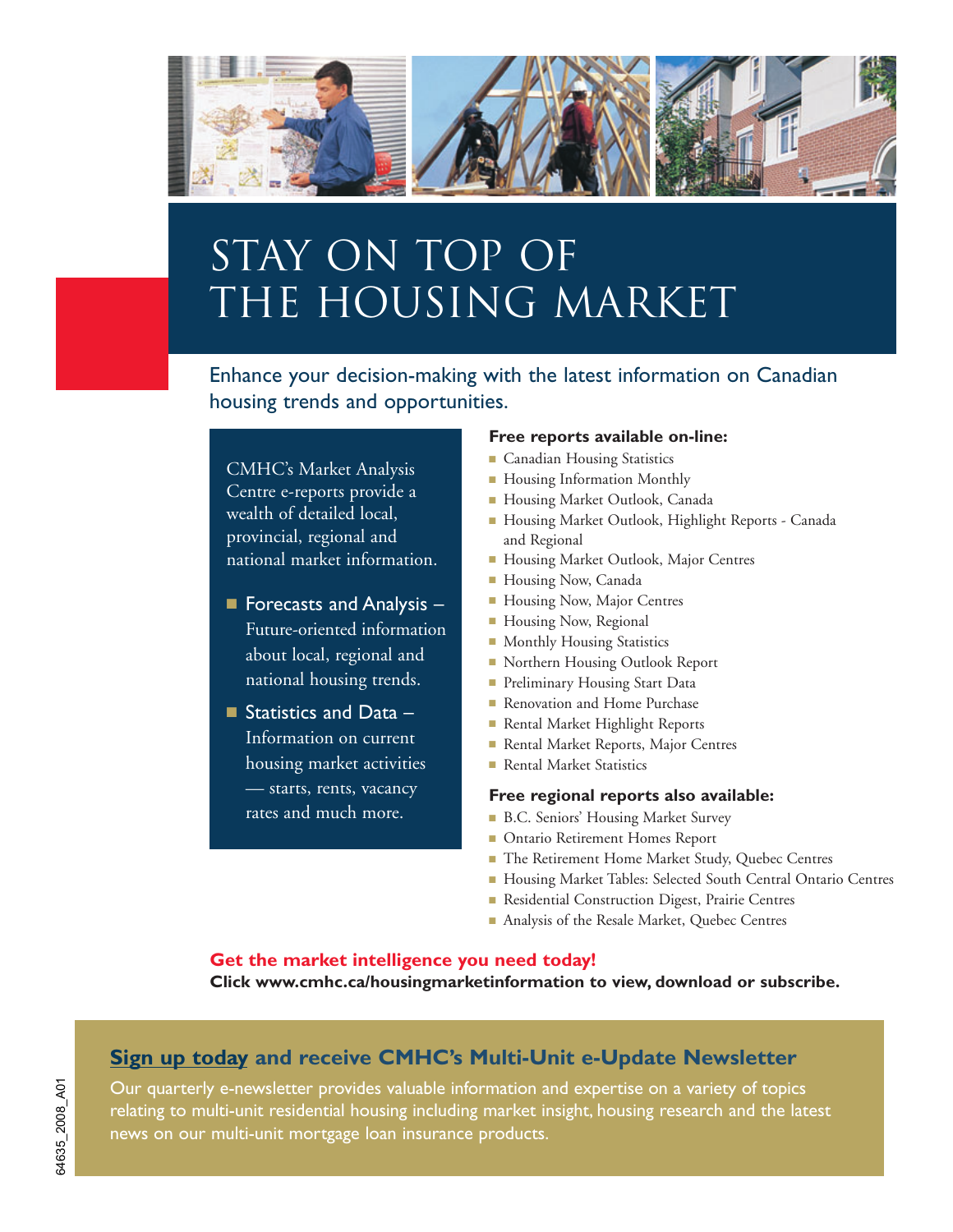# STAY ON TOP OF THE HOUSING MARKET

Enhance your decision-making with the latest information on Canadian housing trends and opportunities.

CMHC's Market Analysis Centre e-reports provide a wealth of detailed local, provincial, regional and national market information.

- **Forecasts and Analysis** – Future-oriented information about local, regional and national housing trends.
- **Statistics and Data** – Information on current housing market activities — starts, rents, vacancy rates and much more.

**Free reports available on-line:**

- Canadian Housing Statistics
- Housing Information Monthly
- Housing Market Outlook, Canada
- Housing Market Outlook, Highlight Reports - Canada and Regional
- Housing Market Outlook, Major Centres
- Housing Now, Canada
- Housing Now, Major Centres
- Housing Now, Regional
- Monthly Housing Statistics
- Northern Housing Outlook Report
- Preliminary Housing Start Data
- Renovation and Home Purchase
- Rental Market Highlight Reports
- Rental Market Reports, Major Centres
- Rental Market Statistics

**Free regional reports also available:**

- B.C. Seniors' Housing Market Survey
- Ontario Retirement Homes Report
- The Retirement Home Market Study, Quebec Centres
- Housing Market Tables: Selected South Central Ontario Centres
- Residential Construction Digest, Prairie Centres
- Analysis of the Resale Market, Quebec Centres

**Get the market intelligence you need today!**
**Click www.cmhc.ca/housingmarketinformation to view, download or subscribe.**

## Sign up today and receive CMHC's Multi-Unit e-Update Newsletter

Our quarterly e-newsletter provides valuable information and expertise on a variety of topics relating to multi-unit residential housing including market insight, housing research and the latest news on our multi-unit mortgage loan insurance products.

64635_2008_A01